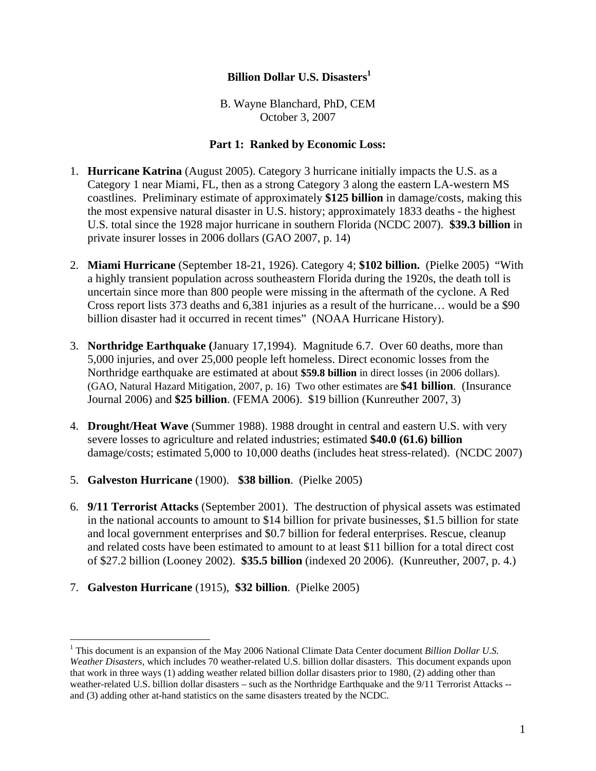# Billion Dollar U.S. Disasters[1]

B. Wayne Blanchard, PhD, CEM
October 3, 2007

## Part 1: Ranked by Economic Loss:

1. **Hurricane Katrina** (August 2005). Category 3 hurricane initially impacts the U.S. as a Category 1 near Miami, FL, then as a strong Category 3 along the eastern LA-western MS coastlines. Preliminary estimate of approximately **$125 billion** in damage/costs, making this the most expensive natural disaster in U.S. history; approximately 1833 deaths - the highest U.S. total since the 1928 major hurricane in southern Florida (NCDC 2007). **$39.3 billion** in private insurer losses in 2006 dollars (GAO 2007, p. 14)

2. **Miami Hurricane** (September 18-21, 1926). Category 4; **$102 billion.** (Pielke 2005) "With a highly transient population across southeastern Florida during the 1920s, the death toll is uncertain since more than 800 people were missing in the aftermath of the cyclone. A Red Cross report lists 373 deaths and 6,381 injuries as a result of the hurricane… would be a $90 billion disaster had it occurred in recent times" (NOAA Hurricane History).

3. **Northridge Earthquake (**January 17,1994). Magnitude 6.7. Over 60 deaths, more than 5,000 injuries, and over 25,000 people left homeless. Direct economic losses from the Northridge earthquake are estimated at about **$59.8 billion** in direct losses (in 2006 dollars). (GAO, Natural Hazard Mitigation, 2007, p. 16) Two other estimates are **$41 billion**. (Insurance Journal 2006) and **$25 billion**. (FEMA 2006). $19 billion (Kunreuther 2007, 3)

4. **Drought/Heat Wave** (Summer 1988). 1988 drought in central and eastern U.S. with very severe losses to agriculture and related industries; estimated **$40.0 (61.6) billion** damage/costs; estimated 5,000 to 10,000 deaths (includes heat stress-related). (NCDC 2007)

5. **Galveston Hurricane** (1900). **$38 billion**. (Pielke 2005)

6. **9/11 Terrorist Attacks** (September 2001). The destruction of physical assets was estimated in the national accounts to amount to $14 billion for private businesses, $1.5 billion for state and local government enterprises and $0.7 billion for federal enterprises. Rescue, cleanup and related costs have been estimated to amount to at least $11 billion for a total direct cost of $27.2 billion (Looney 2002). **$35.5 billion** (indexed 20 2006). (Kunreuther, 2007, p. 4.)

7. **Galveston Hurricane** (1915), **$32 billion**. (Pielke 2005)

---

[1] This document is an expansion of the May 2006 National Climate Data Center document *Billion Dollar U.S. Weather Disasters*, which includes 70 weather-related U.S. billion dollar disasters. This document expands upon that work in three ways (1) adding weather related billion dollar disasters prior to 1980, (2) adding other than weather-related U.S. billion dollar disasters – such as the Northridge Earthquake and the 9/11 Terrorist Attacks -- and (3) adding other at-hand statistics on the same disasters treated by the NCDC.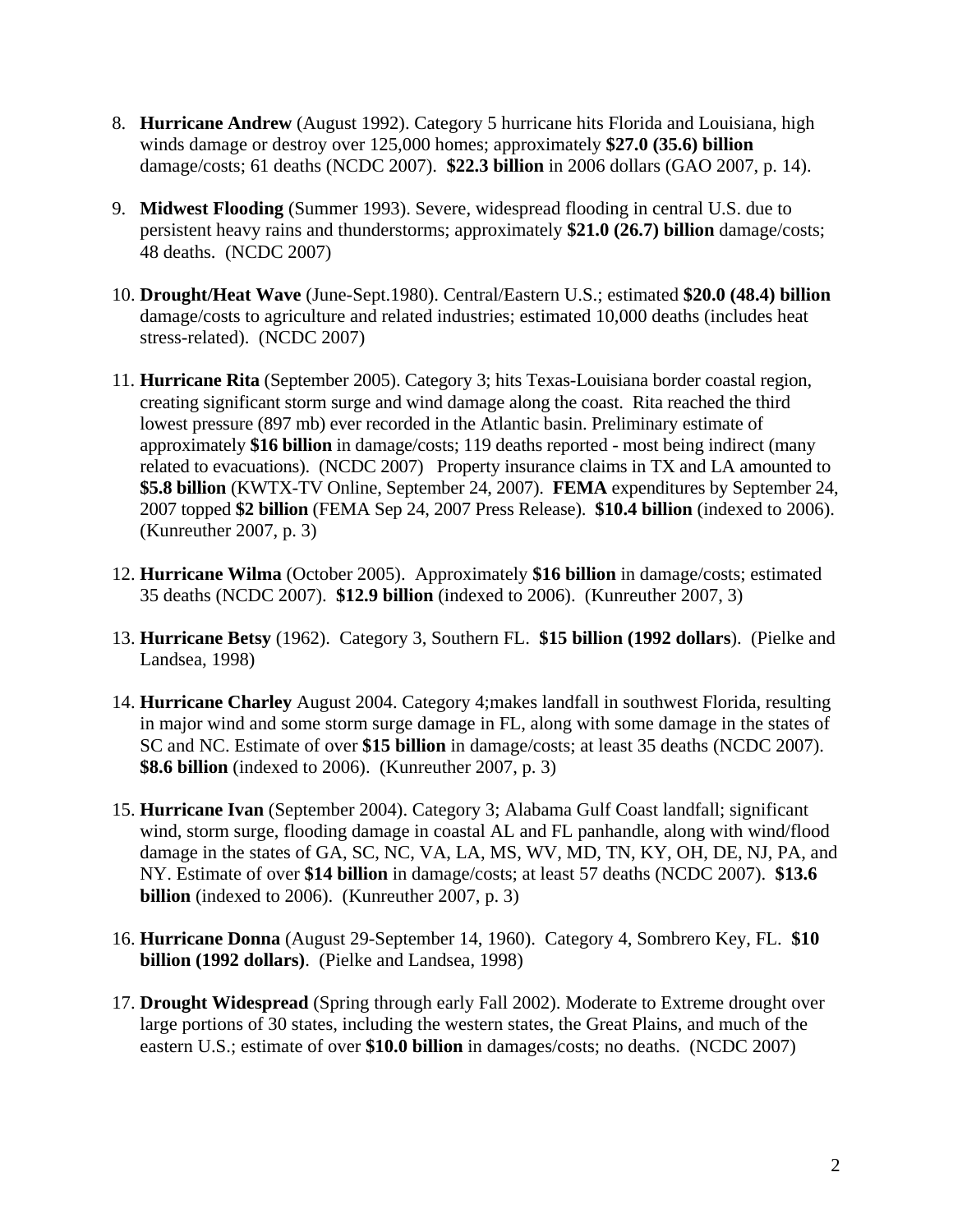8. **Hurricane Andrew** (August 1992). Category 5 hurricane hits Florida and Louisiana, high winds damage or destroy over 125,000 homes; approximately **$27.0 (35.6) billion** damage/costs; 61 deaths (NCDC 2007). **$22.3 billion** in 2006 dollars (GAO 2007, p. 14).

9. **Midwest Flooding** (Summer 1993). Severe, widespread flooding in central U.S. due to persistent heavy rains and thunderstorms; approximately **$21.0 (26.7) billion** damage/costs; 48 deaths. (NCDC 2007)

10. **Drought/Heat Wave** (June-Sept.1980). Central/Eastern U.S.; estimated **$20.0 (48.4) billion** damage/costs to agriculture and related industries; estimated 10,000 deaths (includes heat stress-related). (NCDC 2007)

11. **Hurricane Rita** (September 2005). Category 3; hits Texas-Louisiana border coastal region, creating significant storm surge and wind damage along the coast. Rita reached the third lowest pressure (897 mb) ever recorded in the Atlantic basin. Preliminary estimate of approximately **$16 billion** in damage/costs; 119 deaths reported - most being indirect (many related to evacuations). (NCDC 2007) Property insurance claims in TX and LA amounted to **$5.8 billion** (KWTX-TV Online, September 24, 2007). **FEMA** expenditures by September 24, 2007 topped **$2 billion** (FEMA Sep 24, 2007 Press Release). **$10.4 billion** (indexed to 2006). (Kunreuther 2007, p. 3)

12. **Hurricane Wilma** (October 2005). Approximately **$16 billion** in damage/costs; estimated 35 deaths (NCDC 2007). **$12.9 billion** (indexed to 2006). (Kunreuther 2007, 3)

13. **Hurricane Betsy** (1962). Category 3, Southern FL. **$15 billion (1992 dollars**). (Pielke and Landsea, 1998)

14. **Hurricane Charley** August 2004. Category 4;makes landfall in southwest Florida, resulting in major wind and some storm surge damage in FL, along with some damage in the states of SC and NC. Estimate of over **$15 billion** in damage/costs; at least 35 deaths (NCDC 2007). **$8.6 billion** (indexed to 2006). (Kunreuther 2007, p. 3)

15. **Hurricane Ivan** (September 2004). Category 3; Alabama Gulf Coast landfall; significant wind, storm surge, flooding damage in coastal AL and FL panhandle, along with wind/flood damage in the states of GA, SC, NC, VA, LA, MS, WV, MD, TN, KY, OH, DE, NJ, PA, and NY. Estimate of over **$14 billion** in damage/costs; at least 57 deaths (NCDC 2007). **$13.6 billion** (indexed to 2006). (Kunreuther 2007, p. 3)

16. **Hurricane Donna** (August 29-September 14, 1960). Category 4, Sombrero Key, FL. **$10 billion (1992 dollars)**. (Pielke and Landsea, 1998)

17. **Drought Widespread** (Spring through early Fall 2002). Moderate to Extreme drought over large portions of 30 states, including the western states, the Great Plains, and much of the eastern U.S.; estimate of over **$10.0 billion** in damages/costs; no deaths. (NCDC 2007)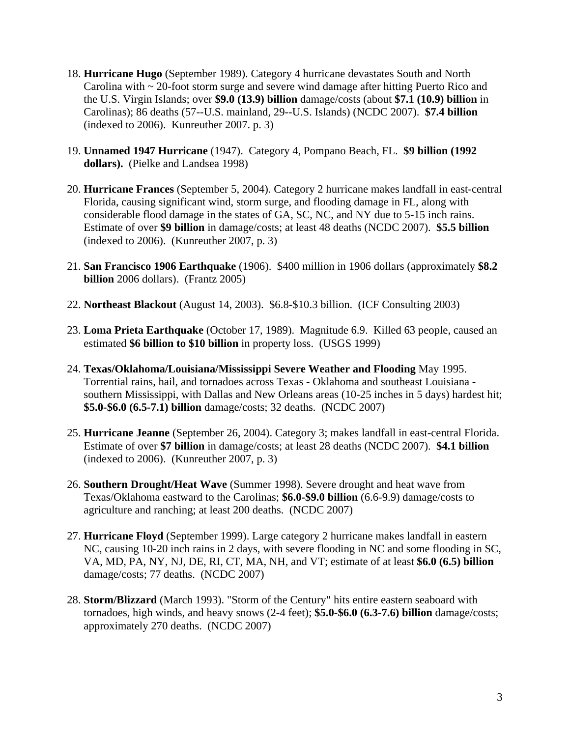18. **Hurricane Hugo** (September 1989). Category 4 hurricane devastates South and North Carolina with ~ 20-foot storm surge and severe wind damage after hitting Puerto Rico and the U.S. Virgin Islands; over **$9.0 (13.9) billion** damage/costs (about **$7.1 (10.9) billion** in Carolinas); 86 deaths (57--U.S. mainland, 29--U.S. Islands) (NCDC 2007). **$7.4 billion** (indexed to 2006). Kunreuther 2007. p. 3)

19. **Unnamed 1947 Hurricane** (1947). Category 4, Pompano Beach, FL. **$9 billion (1992 dollars).** (Pielke and Landsea 1998)

20. **Hurricane Frances** (September 5, 2004). Category 2 hurricane makes landfall in east-central Florida, causing significant wind, storm surge, and flooding damage in FL, along with considerable flood damage in the states of GA, SC, NC, and NY due to 5-15 inch rains. Estimate of over **$9 billion** in damage/costs; at least 48 deaths (NCDC 2007). **$5.5 billion** (indexed to 2006). (Kunreuther 2007, p. 3)

21. **San Francisco 1906 Earthquake** (1906). $400 million in 1906 dollars (approximately **$8.2 billion** 2006 dollars). (Frantz 2005)

22. **Northeast Blackout** (August 14, 2003). $6.8-$10.3 billion. (ICF Consulting 2003)

23. **Loma Prieta Earthquake** (October 17, 1989). Magnitude 6.9. Killed 63 people, caused an estimated **$6 billion to $10 billion** in property loss. (USGS 1999)

24. **Texas/Oklahoma/Louisiana/Mississippi Severe Weather and Flooding** May 1995. Torrential rains, hail, and tornadoes across Texas - Oklahoma and southeast Louisiana - southern Mississippi, with Dallas and New Orleans areas (10-25 inches in 5 days) hardest hit; **$5.0-$6.0 (6.5-7.1) billion** damage/costs; 32 deaths. (NCDC 2007)

25. **Hurricane Jeanne** (September 26, 2004). Category 3; makes landfall in east-central Florida. Estimate of over **$7 billion** in damage/costs; at least 28 deaths (NCDC 2007). **$4.1 billion** (indexed to 2006). (Kunreuther 2007, p. 3)

26. **Southern Drought/Heat Wave** (Summer 1998). Severe drought and heat wave from Texas/Oklahoma eastward to the Carolinas; **$6.0-$9.0 billion** (6.6-9.9) damage/costs to agriculture and ranching; at least 200 deaths. (NCDC 2007)

27. **Hurricane Floyd** (September 1999). Large category 2 hurricane makes landfall in eastern NC, causing 10-20 inch rains in 2 days, with severe flooding in NC and some flooding in SC, VA, MD, PA, NY, NJ, DE, RI, CT, MA, NH, and VT; estimate of at least **$6.0 (6.5) billion** damage/costs; 77 deaths. (NCDC 2007)

28. **Storm/Blizzard** (March 1993). "Storm of the Century" hits entire eastern seaboard with tornadoes, high winds, and heavy snows (2-4 feet); **$5.0-$6.0 (6.3-7.6) billion** damage/costs; approximately 270 deaths. (NCDC 2007)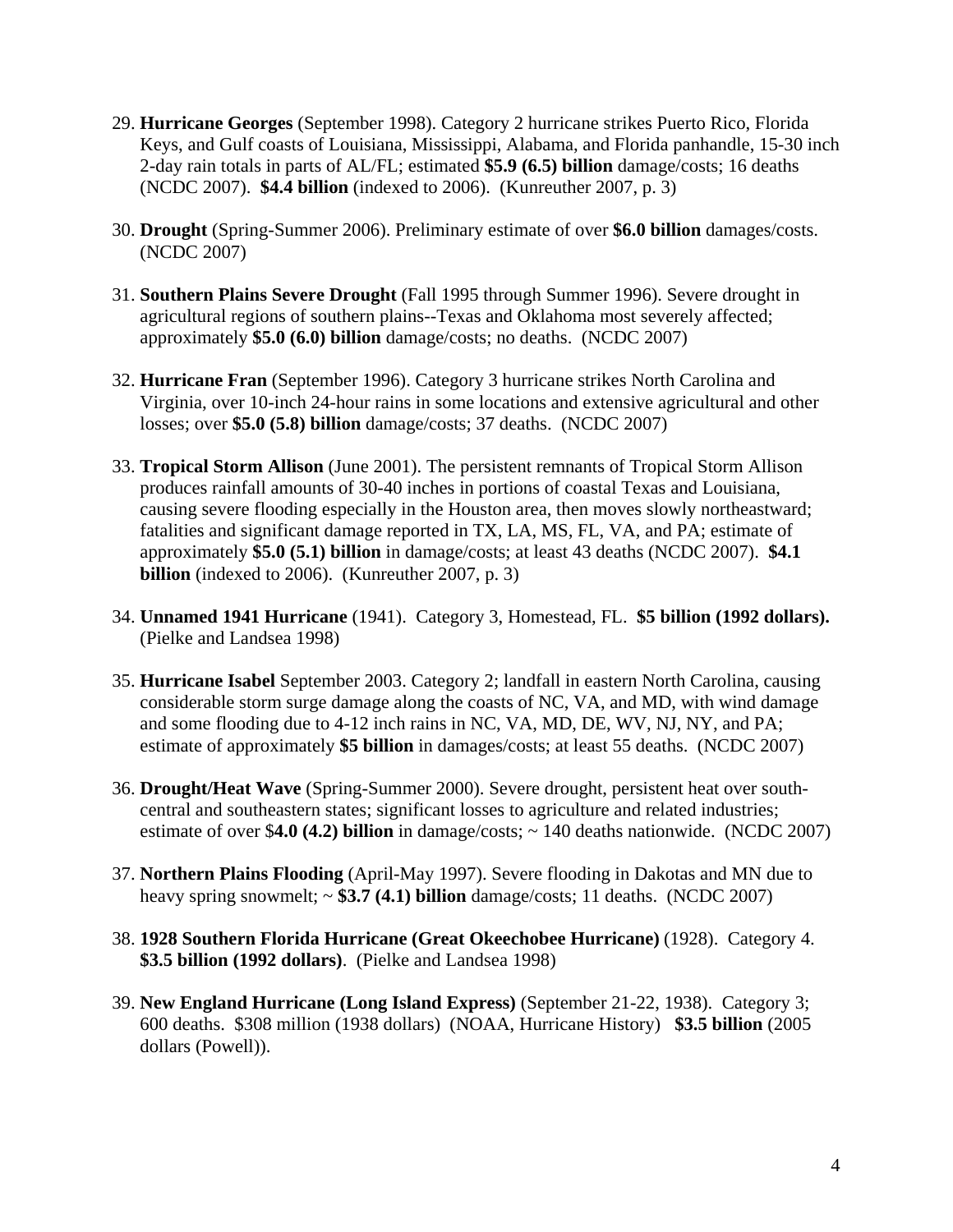29. **Hurricane Georges** (September 1998). Category 2 hurricane strikes Puerto Rico, Florida Keys, and Gulf coasts of Louisiana, Mississippi, Alabama, and Florida panhandle, 15-30 inch 2-day rain totals in parts of AL/FL; estimated **$5.9 (6.5) billion** damage/costs; 16 deaths (NCDC 2007). **$4.4 billion** (indexed to 2006). (Kunreuther 2007, p. 3)

30. **Drought** (Spring-Summer 2006). Preliminary estimate of over **$6.0 billion** damages/costs. (NCDC 2007)

31. **Southern Plains Severe Drought** (Fall 1995 through Summer 1996). Severe drought in agricultural regions of southern plains--Texas and Oklahoma most severely affected; approximately **$5.0 (6.0) billion** damage/costs; no deaths. (NCDC 2007)

32. **Hurricane Fran** (September 1996). Category 3 hurricane strikes North Carolina and Virginia, over 10-inch 24-hour rains in some locations and extensive agricultural and other losses; over **$5.0 (5.8) billion** damage/costs; 37 deaths. (NCDC 2007)

33. **Tropical Storm Allison** (June 2001). The persistent remnants of Tropical Storm Allison produces rainfall amounts of 30-40 inches in portions of coastal Texas and Louisiana, causing severe flooding especially in the Houston area, then moves slowly northeastward; fatalities and significant damage reported in TX, LA, MS, FL, VA, and PA; estimate of approximately **$5.0 (5.1) billion** in damage/costs; at least 43 deaths (NCDC 2007). **$4.1 billion** (indexed to 2006). (Kunreuther 2007, p. 3)

34. **Unnamed 1941 Hurricane** (1941). Category 3, Homestead, FL. **$5 billion (1992 dollars).** (Pielke and Landsea 1998)

35. **Hurricane Isabel** September 2003. Category 2; landfall in eastern North Carolina, causing considerable storm surge damage along the coasts of NC, VA, and MD, with wind damage and some flooding due to 4-12 inch rains in NC, VA, MD, DE, WV, NJ, NY, and PA; estimate of approximately **$5 billion** in damages/costs; at least 55 deaths. (NCDC 2007)

36. **Drought/Heat Wave** (Spring-Summer 2000). Severe drought, persistent heat over south-central and southeastern states; significant losses to agriculture and related industries; estimate of over $**4.0 (4.2) billion** in damage/costs; ~ 140 deaths nationwide. (NCDC 2007)

37. **Northern Plains Flooding** (April-May 1997). Severe flooding in Dakotas and MN due to heavy spring snowmelt; ~ **$3.7 (4.1) billion** damage/costs; 11 deaths. (NCDC 2007)

38. **1928 Southern Florida Hurricane (Great Okeechobee Hurricane)** (1928). Category 4. **$3.5 billion (1992 dollars)**. (Pielke and Landsea 1998)

39. **New England Hurricane (Long Island Express)** (September 21-22, 1938). Category 3; 600 deaths. $308 million (1938 dollars) (NOAA, Hurricane History) **$3.5 billion** (2005 dollars (Powell)).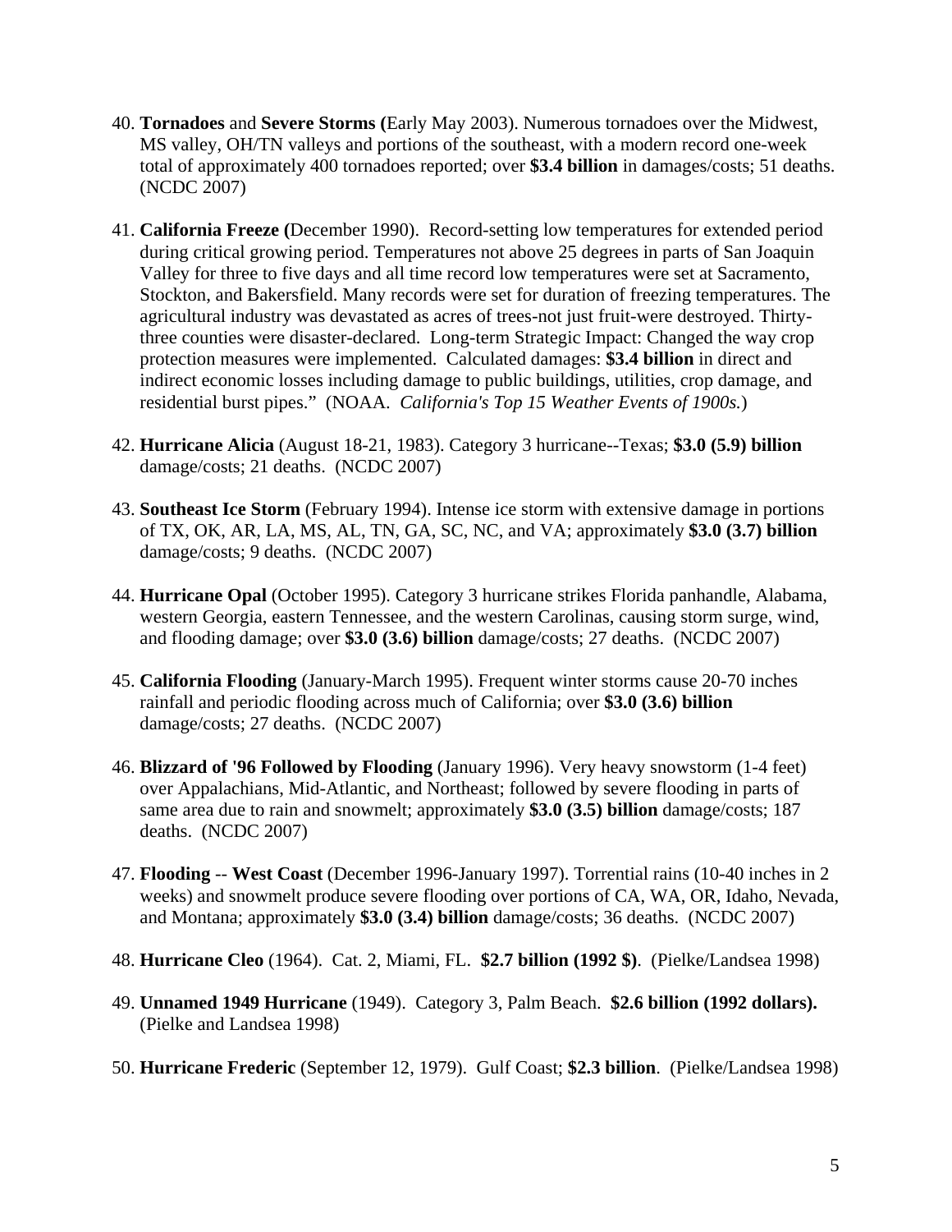40. **Tornadoes** and **Severe Storms (**Early May 2003). Numerous tornadoes over the Midwest, MS valley, OH/TN valleys and portions of the southeast, with a modern record one-week total of approximately 400 tornadoes reported; over **$3.4 billion** in damages/costs; 51 deaths. (NCDC 2007)

41. **California Freeze (**December 1990). Record-setting low temperatures for extended period during critical growing period. Temperatures not above 25 degrees in parts of San Joaquin Valley for three to five days and all time record low temperatures were set at Sacramento, Stockton, and Bakersfield. Many records were set for duration of freezing temperatures. The agricultural industry was devastated as acres of trees-not just fruit-were destroyed. Thirty-three counties were disaster-declared. Long-term Strategic Impact: Changed the way crop protection measures were implemented. Calculated damages: **$3.4 billion** in direct and indirect economic losses including damage to public buildings, utilities, crop damage, and residential burst pipes." (NOAA. *California's Top 15 Weather Events of 1900s.*)

42. **Hurricane Alicia** (August 18-21, 1983). Category 3 hurricane--Texas; **$3.0 (5.9) billion** damage/costs; 21 deaths. (NCDC 2007)

43. **Southeast Ice Storm** (February 1994). Intense ice storm with extensive damage in portions of TX, OK, AR, LA, MS, AL, TN, GA, SC, NC, and VA; approximately **$3.0 (3.7) billion** damage/costs; 9 deaths. (NCDC 2007)

44. **Hurricane Opal** (October 1995). Category 3 hurricane strikes Florida panhandle, Alabama, western Georgia, eastern Tennessee, and the western Carolinas, causing storm surge, wind, and flooding damage; over **$3.0 (3.6) billion** damage/costs; 27 deaths. (NCDC 2007)

45. **California Flooding** (January-March 1995). Frequent winter storms cause 20-70 inches rainfall and periodic flooding across much of California; over **$3.0 (3.6) billion** damage/costs; 27 deaths. (NCDC 2007)

46. **Blizzard of '96 Followed by Flooding** (January 1996). Very heavy snowstorm (1-4 feet) over Appalachians, Mid-Atlantic, and Northeast; followed by severe flooding in parts of same area due to rain and snowmelt; approximately **$3.0 (3.5) billion** damage/costs; 187 deaths. (NCDC 2007)

47. **Flooding** -- **West Coast** (December 1996-January 1997). Torrential rains (10-40 inches in 2 weeks) and snowmelt produce severe flooding over portions of CA, WA, OR, Idaho, Nevada, and Montana; approximately **$3.0 (3.4) billion** damage/costs; 36 deaths. (NCDC 2007)

48. **Hurricane Cleo** (1964). Cat. 2, Miami, FL. **$2.7 billion (1992 $)**. (Pielke/Landsea 1998)

49. **Unnamed 1949 Hurricane** (1949). Category 3, Palm Beach. **$2.6 billion (1992 dollars).** (Pielke and Landsea 1998)

50. **Hurricane Frederic** (September 12, 1979). Gulf Coast; **$2.3 billion**. (Pielke/Landsea 1998)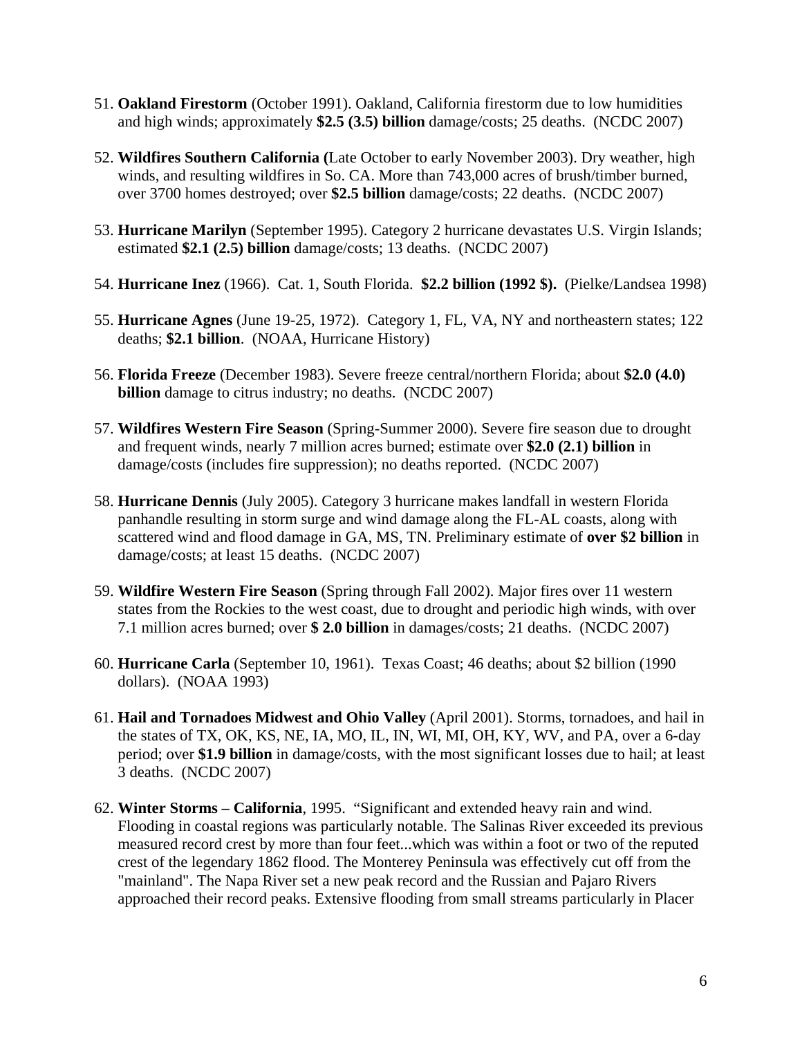51. **Oakland Firestorm** (October 1991). Oakland, California firestorm due to low humidities and high winds; approximately **$2.5 (3.5) billion** damage/costs; 25 deaths. (NCDC 2007)

52. **Wildfires Southern California (**Late October to early November 2003). Dry weather, high winds, and resulting wildfires in So. CA. More than 743,000 acres of brush/timber burned, over 3700 homes destroyed; over **$2.5 billion** damage/costs; 22 deaths. (NCDC 2007)

53. **Hurricane Marilyn** (September 1995). Category 2 hurricane devastates U.S. Virgin Islands; estimated **$2.1 (2.5) billion** damage/costs; 13 deaths. (NCDC 2007)

54. **Hurricane Inez** (1966). Cat. 1, South Florida. **$2.2 billion (1992 $).** (Pielke/Landsea 1998)

55. **Hurricane Agnes** (June 19-25, 1972). Category 1, FL, VA, NY and northeastern states; 122 deaths; **$2.1 billion**. (NOAA, Hurricane History)

56. **Florida Freeze** (December 1983). Severe freeze central/northern Florida; about **$2.0 (4.0) billion** damage to citrus industry; no deaths. (NCDC 2007)

57. **Wildfires Western Fire Season** (Spring-Summer 2000). Severe fire season due to drought and frequent winds, nearly 7 million acres burned; estimate over **$2.0 (2.1) billion** in damage/costs (includes fire suppression); no deaths reported. (NCDC 2007)

58. **Hurricane Dennis** (July 2005). Category 3 hurricane makes landfall in western Florida panhandle resulting in storm surge and wind damage along the FL-AL coasts, along with scattered wind and flood damage in GA, MS, TN. Preliminary estimate of **over $2 billion** in damage/costs; at least 15 deaths. (NCDC 2007)

59. **Wildfire Western Fire Season** (Spring through Fall 2002). Major fires over 11 western states from the Rockies to the west coast, due to drought and periodic high winds, with over 7.1 million acres burned; over **$ 2.0 billion** in damages/costs; 21 deaths. (NCDC 2007)

60. **Hurricane Carla** (September 10, 1961). Texas Coast; 46 deaths; about $2 billion (1990 dollars). (NOAA 1993)

61. **Hail and Tornadoes Midwest and Ohio Valley** (April 2001). Storms, tornadoes, and hail in the states of TX, OK, KS, NE, IA, MO, IL, IN, WI, MI, OH, KY, WV, and PA, over a 6-day period; over **$1.9 billion** in damage/costs, with the most significant losses due to hail; at least 3 deaths. (NCDC 2007)

62. **Winter Storms – California**, 1995. "Significant and extended heavy rain and wind. Flooding in coastal regions was particularly notable. The Salinas River exceeded its previous measured record crest by more than four feet...which was within a foot or two of the reputed crest of the legendary 1862 flood. The Monterey Peninsula was effectively cut off from the "mainland". The Napa River set a new peak record and the Russian and Pajaro Rivers approached their record peaks. Extensive flooding from small streams particularly in Placer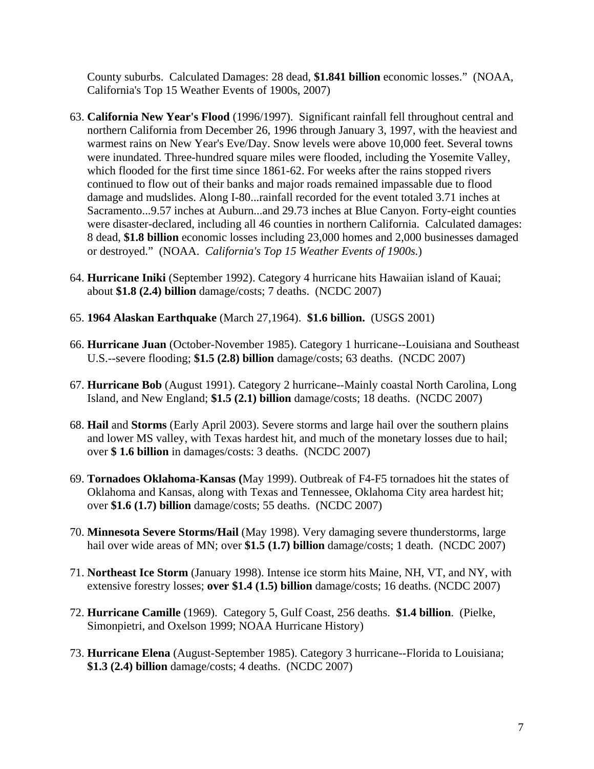County suburbs. Calculated Damages: 28 dead, **$1.841 billion** economic losses." (NOAA, California's Top 15 Weather Events of 1900s, 2007)

63. **California New Year's Flood** (1996/1997). Significant rainfall fell throughout central and northern California from December 26, 1996 through January 3, 1997, with the heaviest and warmest rains on New Year's Eve/Day. Snow levels were above 10,000 feet. Several towns were inundated. Three-hundred square miles were flooded, including the Yosemite Valley, which flooded for the first time since 1861-62. For weeks after the rains stopped rivers continued to flow out of their banks and major roads remained impassable due to flood damage and mudslides. Along I-80...rainfall recorded for the event totaled 3.71 inches at Sacramento...9.57 inches at Auburn...and 29.73 inches at Blue Canyon. Forty-eight counties were disaster-declared, including all 46 counties in northern California. Calculated damages: 8 dead, **$1.8 billion** economic losses including 23,000 homes and 2,000 businesses damaged or destroyed." (NOAA. *California's Top 15 Weather Events of 1900s.*)

64. **Hurricane Iniki** (September 1992). Category 4 hurricane hits Hawaiian island of Kauai; about **$1.8 (2.4) billion** damage/costs; 7 deaths. (NCDC 2007)

65. **1964 Alaskan Earthquake** (March 27,1964). **$1.6 billion.** (USGS 2001)

66. **Hurricane Juan** (October-November 1985). Category 1 hurricane--Louisiana and Southeast U.S.--severe flooding; **$1.5 (2.8) billion** damage/costs; 63 deaths. (NCDC 2007)

67. **Hurricane Bob** (August 1991). Category 2 hurricane--Mainly coastal North Carolina, Long Island, and New England; **$1.5 (2.1) billion** damage/costs; 18 deaths. (NCDC 2007)

68. **Hail** and **Storms** (Early April 2003). Severe storms and large hail over the southern plains and lower MS valley, with Texas hardest hit, and much of the monetary losses due to hail; over **$ 1.6 billion** in damages/costs: 3 deaths. (NCDC 2007)

69. **Tornadoes Oklahoma-Kansas (**May 1999). Outbreak of F4-F5 tornadoes hit the states of Oklahoma and Kansas, along with Texas and Tennessee, Oklahoma City area hardest hit; over **$1.6 (1.7) billion** damage/costs; 55 deaths. (NCDC 2007)

70. **Minnesota Severe Storms/Hail** (May 1998). Very damaging severe thunderstorms, large hail over wide areas of MN; over **$1.5 (1.7) billion** damage/costs; 1 death. (NCDC 2007)

71. **Northeast Ice Storm** (January 1998). Intense ice storm hits Maine, NH, VT, and NY, with extensive forestry losses; **over $1.4 (1.5) billion** damage/costs; 16 deaths. (NCDC 2007)

72. **Hurricane Camille** (1969). Category 5, Gulf Coast, 256 deaths. **$1.4 billion**. (Pielke, Simonpietri, and Oxelson 1999; NOAA Hurricane History)

73. **Hurricane Elena** (August-September 1985). Category 3 hurricane--Florida to Louisiana; **$1.3 (2.4) billion** damage/costs; 4 deaths. (NCDC 2007)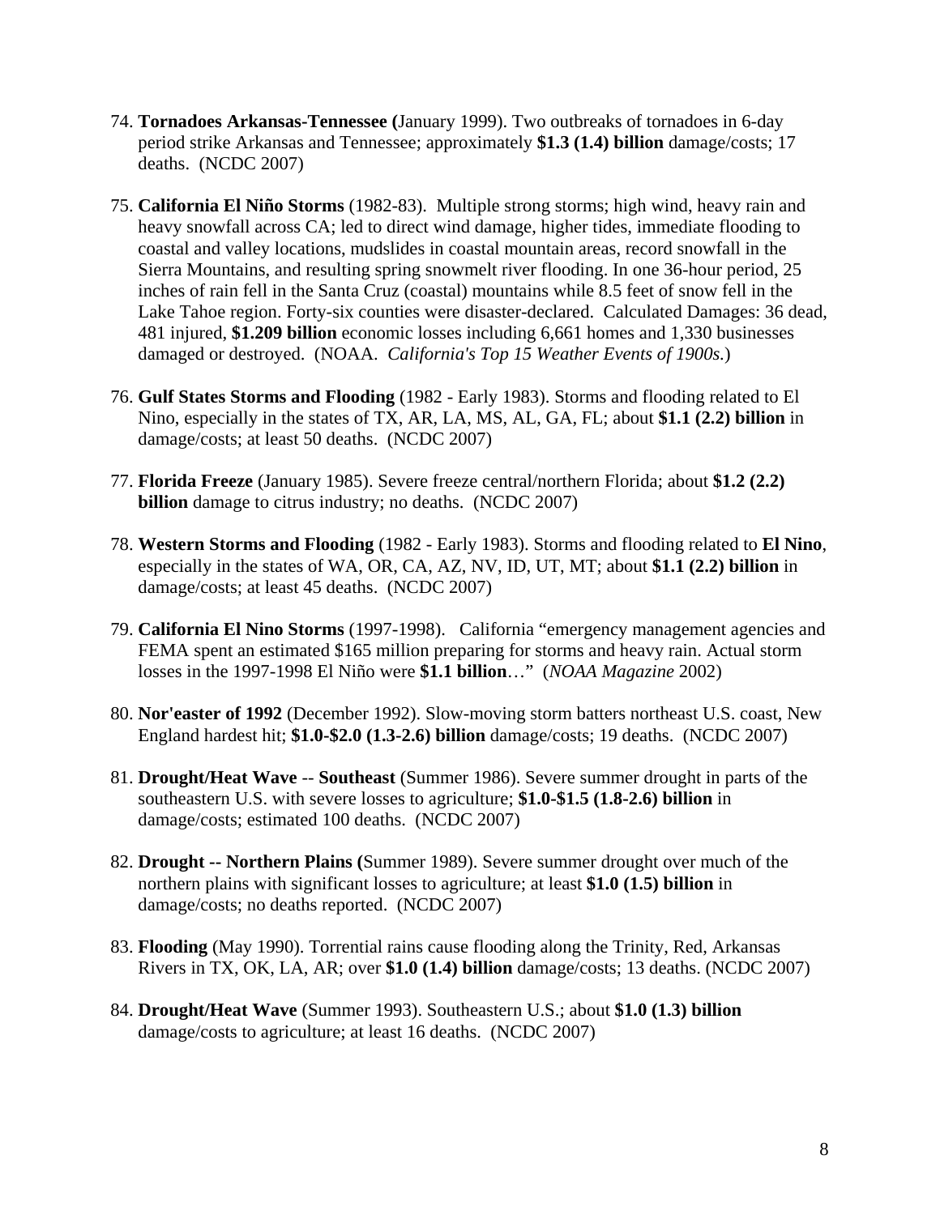74. **Tornadoes Arkansas-Tennessee (**January 1999). Two outbreaks of tornadoes in 6-day period strike Arkansas and Tennessee; approximately **$1.3 (1.4) billion** damage/costs; 17 deaths. (NCDC 2007)

75. **California El Niño Storms** (1982-83). Multiple strong storms; high wind, heavy rain and heavy snowfall across CA; led to direct wind damage, higher tides, immediate flooding to coastal and valley locations, mudslides in coastal mountain areas, record snowfall in the Sierra Mountains, and resulting spring snowmelt river flooding. In one 36-hour period, 25 inches of rain fell in the Santa Cruz (coastal) mountains while 8.5 feet of snow fell in the Lake Tahoe region. Forty-six counties were disaster-declared. Calculated Damages: 36 dead, 481 injured, **$1.209 billion** economic losses including 6,661 homes and 1,330 businesses damaged or destroyed. (NOAA. *California's Top 15 Weather Events of 1900s.*)

76. **Gulf States Storms and Flooding** (1982 - Early 1983). Storms and flooding related to El Nino, especially in the states of TX, AR, LA, MS, AL, GA, FL; about **$1.1 (2.2) billion** in damage/costs; at least 50 deaths. (NCDC 2007)

77. **Florida Freeze** (January 1985). Severe freeze central/northern Florida; about **$1.2 (2.2) billion** damage to citrus industry; no deaths. (NCDC 2007)

78. **Western Storms and Flooding** (1982 - Early 1983). Storms and flooding related to **El Nino**, especially in the states of WA, OR, CA, AZ, NV, ID, UT, MT; about **$1.1 (2.2) billion** in damage/costs; at least 45 deaths. (NCDC 2007)

79. **California El Nino Storms** (1997-1998). California "emergency management agencies and FEMA spent an estimated $165 million preparing for storms and heavy rain. Actual storm losses in the 1997-1998 El Niño were **$1.1 billion**…" (*NOAA Magazine* 2002)

80. **Nor'easter of 1992** (December 1992). Slow-moving storm batters northeast U.S. coast, New England hardest hit; **$1.0-$2.0 (1.3-2.6) billion** damage/costs; 19 deaths. (NCDC 2007)

81. **Drought/Heat Wave** -- **Southeast** (Summer 1986). Severe summer drought in parts of the southeastern U.S. with severe losses to agriculture; **$1.0-$1.5 (1.8-2.6) billion** in damage/costs; estimated 100 deaths. (NCDC 2007)

82. **Drought -- Northern Plains (**Summer 1989). Severe summer drought over much of the northern plains with significant losses to agriculture; at least **$1.0 (1.5) billion** in damage/costs; no deaths reported. (NCDC 2007)

83. **Flooding** (May 1990). Torrential rains cause flooding along the Trinity, Red, Arkansas Rivers in TX, OK, LA, AR; over **$1.0 (1.4) billion** damage/costs; 13 deaths. (NCDC 2007)

84. **Drought/Heat Wave** (Summer 1993). Southeastern U.S.; about **$1.0 (1.3) billion** damage/costs to agriculture; at least 16 deaths. (NCDC 2007)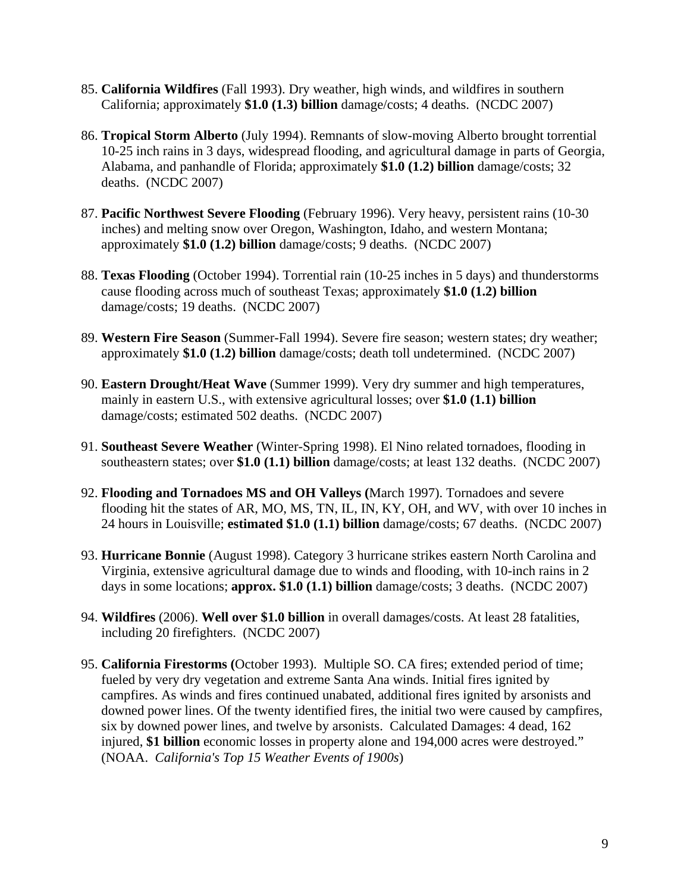85. **California Wildfires** (Fall 1993). Dry weather, high winds, and wildfires in southern California; approximately **$1.0 (1.3) billion** damage/costs; 4 deaths. (NCDC 2007)

86. **Tropical Storm Alberto** (July 1994). Remnants of slow-moving Alberto brought torrential 10-25 inch rains in 3 days, widespread flooding, and agricultural damage in parts of Georgia, Alabama, and panhandle of Florida; approximately **$1.0 (1.2) billion** damage/costs; 32 deaths. (NCDC 2007)

87. **Pacific Northwest Severe Flooding** (February 1996). Very heavy, persistent rains (10-30 inches) and melting snow over Oregon, Washington, Idaho, and western Montana; approximately **$1.0 (1.2) billion** damage/costs; 9 deaths. (NCDC 2007)

88. **Texas Flooding** (October 1994). Torrential rain (10-25 inches in 5 days) and thunderstorms cause flooding across much of southeast Texas; approximately **$1.0 (1.2) billion** damage/costs; 19 deaths. (NCDC 2007)

89. **Western Fire Season** (Summer-Fall 1994). Severe fire season; western states; dry weather; approximately **$1.0 (1.2) billion** damage/costs; death toll undetermined. (NCDC 2007)

90. **Eastern Drought/Heat Wave** (Summer 1999). Very dry summer and high temperatures, mainly in eastern U.S., with extensive agricultural losses; over **$1.0 (1.1) billion** damage/costs; estimated 502 deaths. (NCDC 2007)

91. **Southeast Severe Weather** (Winter-Spring 1998). El Nino related tornadoes, flooding in southeastern states; over **$1.0 (1.1) billion** damage/costs; at least 132 deaths. (NCDC 2007)

92. **Flooding and Tornadoes MS and OH Valleys (**March 1997). Tornadoes and severe flooding hit the states of AR, MO, MS, TN, IL, IN, KY, OH, and WV, with over 10 inches in 24 hours in Louisville; **estimated $1.0 (1.1) billion** damage/costs; 67 deaths. (NCDC 2007)

93. **Hurricane Bonnie** (August 1998). Category 3 hurricane strikes eastern North Carolina and Virginia, extensive agricultural damage due to winds and flooding, with 10-inch rains in 2 days in some locations; **approx. $1.0 (1.1) billion** damage/costs; 3 deaths. (NCDC 2007)

94. **Wildfires** (2006). **Well over $1.0 billion** in overall damages/costs. At least 28 fatalities, including 20 firefighters. (NCDC 2007)

95. **California Firestorms (**October 1993). Multiple SO. CA fires; extended period of time; fueled by very dry vegetation and extreme Santa Ana winds. Initial fires ignited by campfires. As winds and fires continued unabated, additional fires ignited by arsonists and downed power lines. Of the twenty identified fires, the initial two were caused by campfires, six by downed power lines, and twelve by arsonists. Calculated Damages: 4 dead, 162 injured, **$1 billion** economic losses in property alone and 194,000 acres were destroyed." (NOAA. *California's Top 15 Weather Events of 1900s*)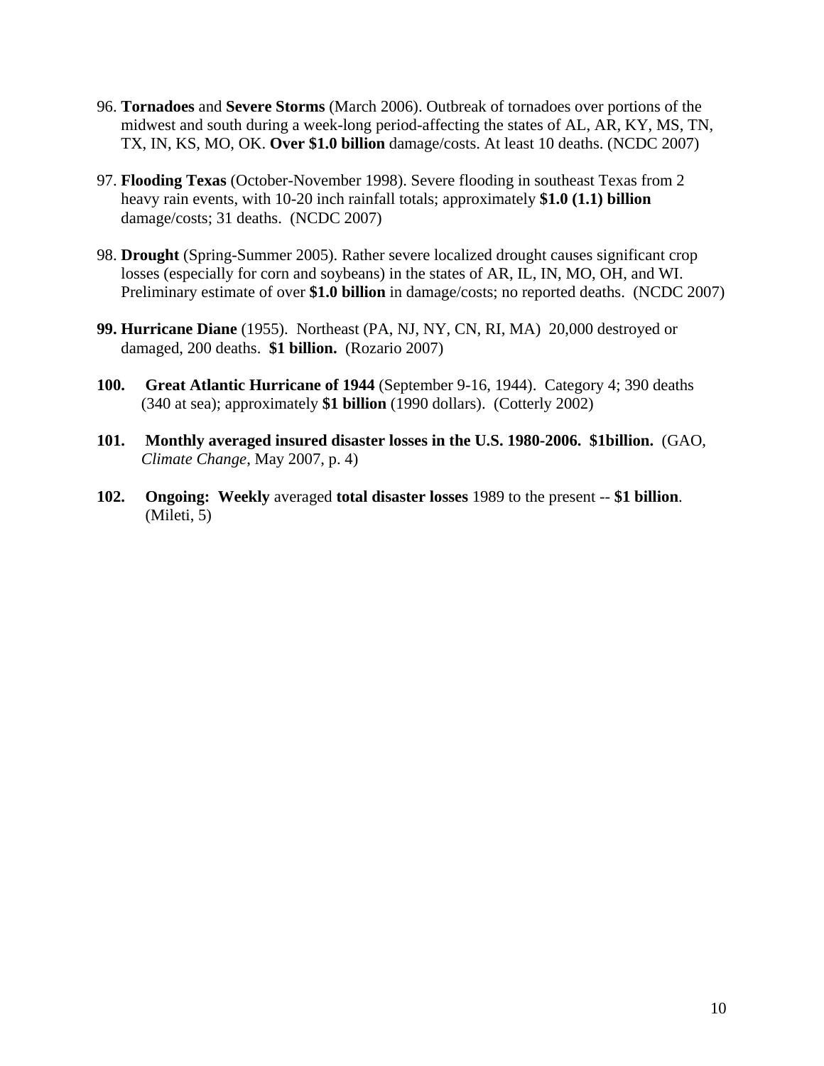96. **Tornadoes** and **Severe Storms** (March 2006). Outbreak of tornadoes over portions of the midwest and south during a week-long period-affecting the states of AL, AR, KY, MS, TN, TX, IN, KS, MO, OK. **Over $1.0 billion** damage/costs. At least 10 deaths. (NCDC 2007)

97. **Flooding Texas** (October-November 1998). Severe flooding in southeast Texas from 2 heavy rain events, with 10-20 inch rainfall totals; approximately **$1.0 (1.1) billion** damage/costs; 31 deaths. (NCDC 2007)

98. **Drought** (Spring-Summer 2005). Rather severe localized drought causes significant crop losses (especially for corn and soybeans) in the states of AR, IL, IN, MO, OH, and WI. Preliminary estimate of over **$1.0 billion** in damage/costs; no reported deaths. (NCDC 2007)

**99. Hurricane Diane** (1955). Northeast (PA, NJ, NY, CN, RI, MA) 20,000 destroyed or damaged, 200 deaths. **$1 billion.** (Rozario 2007)

**100. Great Atlantic Hurricane of 1944** (September 9-16, 1944). Category 4; 390 deaths (340 at sea); approximately **$1 billion** (1990 dollars). (Cotterly 2002)

**101. Monthly averaged insured disaster losses in the U.S. 1980-2006. $1billion.** (GAO, *Climate Change*, May 2007, p. 4)

**102. Ongoing: Weekly** averaged **total disaster losses** 1989 to the present -- **$1 billion**. (Mileti, 5)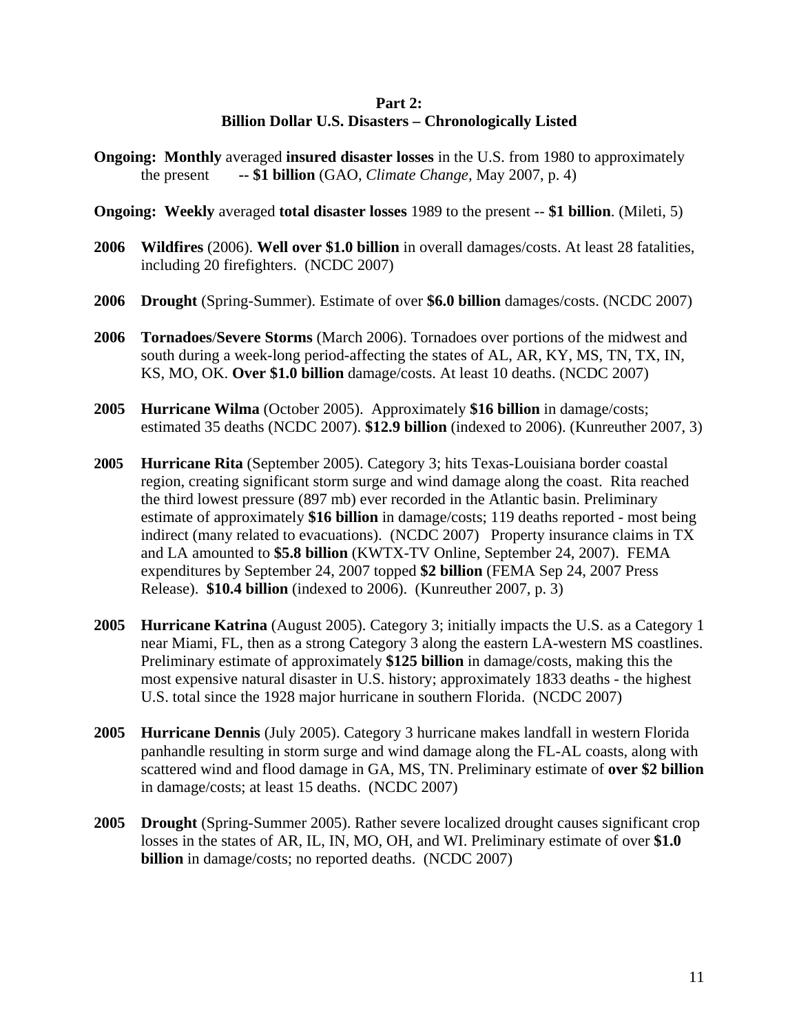## Part 2:
## Billion Dollar U.S. Disasters – Chronologically Listed

**Ongoing: Monthly** averaged **insured disaster losses** in the U.S. from 1980 to approximately the present **-- $1 billion** (GAO, *Climate Change*, May 2007, p. 4)

**Ongoing: Weekly** averaged **total disaster losses** 1989 to the present -- **$1 billion**. (Mileti, 5)

**2006 Wildfires** (2006). **Well over $1.0 billion** in overall damages/costs. At least 28 fatalities, including 20 firefighters. (NCDC 2007)

**2006 Drought** (Spring-Summer). Estimate of over **$6.0 billion** damages/costs. (NCDC 2007)

**2006 Tornadoes/Severe Storms** (March 2006). Tornadoes over portions of the midwest and south during a week-long period-affecting the states of AL, AR, KY, MS, TN, TX, IN, KS, MO, OK. **Over $1.0 billion** damage/costs. At least 10 deaths. (NCDC 2007)

**2005 Hurricane Wilma** (October 2005). Approximately **$16 billion** in damage/costs; estimated 35 deaths (NCDC 2007). **$12.9 billion** (indexed to 2006). (Kunreuther 2007, 3)

**2005 Hurricane Rita** (September 2005). Category 3; hits Texas-Louisiana border coastal region, creating significant storm surge and wind damage along the coast. Rita reached the third lowest pressure (897 mb) ever recorded in the Atlantic basin. Preliminary estimate of approximately **$16 billion** in damage/costs; 119 deaths reported - most being indirect (many related to evacuations). (NCDC 2007) Property insurance claims in TX and LA amounted to **$5.8 billion** (KWTX-TV Online, September 24, 2007). FEMA expenditures by September 24, 2007 topped **$2 billion** (FEMA Sep 24, 2007 Press Release). **$10.4 billion** (indexed to 2006). (Kunreuther 2007, p. 3)

**2005 Hurricane Katrina** (August 2005). Category 3; initially impacts the U.S. as a Category 1 near Miami, FL, then as a strong Category 3 along the eastern LA-western MS coastlines. Preliminary estimate of approximately **$125 billion** in damage/costs, making this the most expensive natural disaster in U.S. history; approximately 1833 deaths - the highest U.S. total since the 1928 major hurricane in southern Florida. (NCDC 2007)

**2005 Hurricane Dennis** (July 2005). Category 3 hurricane makes landfall in western Florida panhandle resulting in storm surge and wind damage along the FL-AL coasts, along with scattered wind and flood damage in GA, MS, TN. Preliminary estimate of **over $2 billion** in damage/costs; at least 15 deaths. (NCDC 2007)

**2005 Drought** (Spring-Summer 2005). Rather severe localized drought causes significant crop losses in the states of AR, IL, IN, MO, OH, and WI. Preliminary estimate of over **$1.0 billion** in damage/costs; no reported deaths. (NCDC 2007)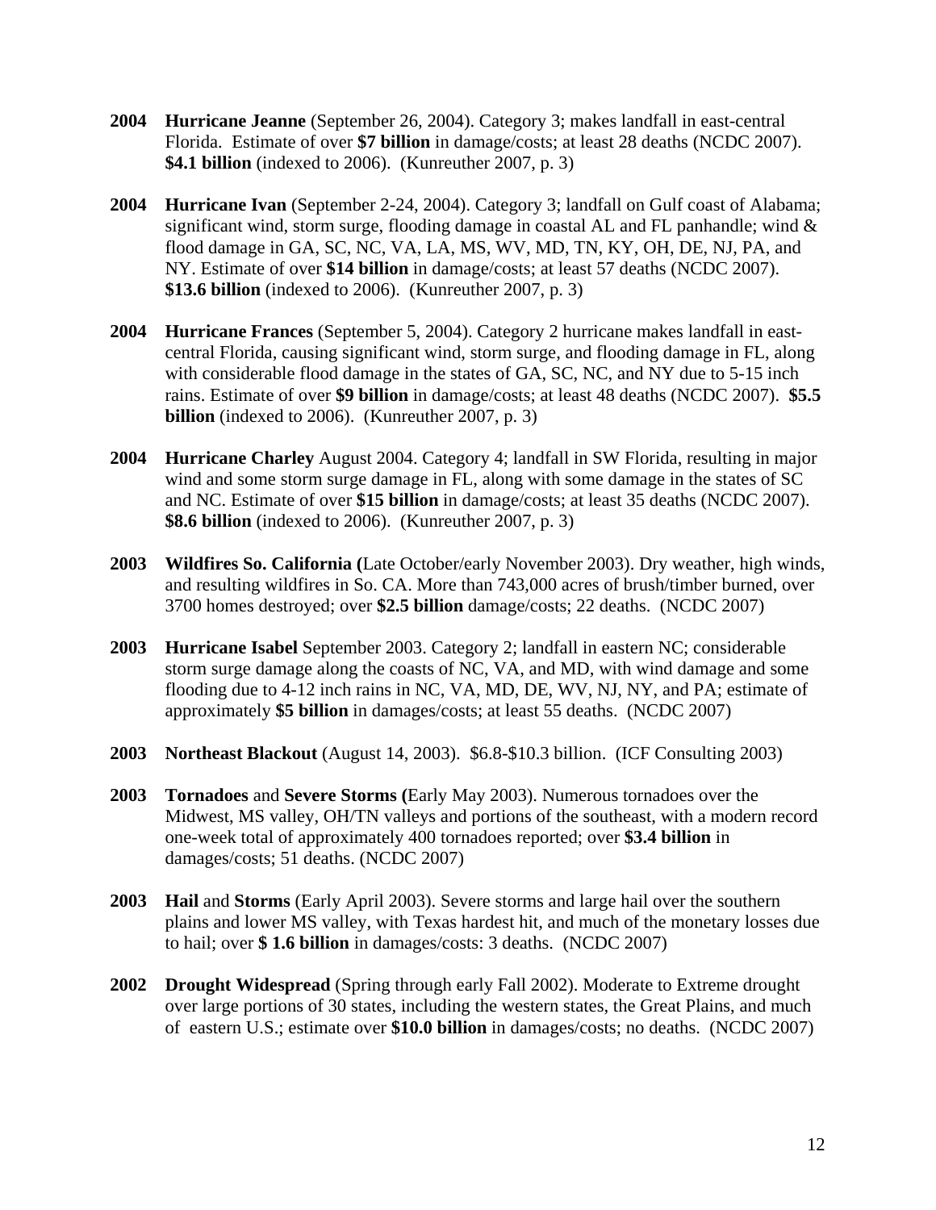**2004 Hurricane Jeanne** (September 26, 2004). Category 3; makes landfall in east-central Florida. Estimate of over **$7 billion** in damage/costs; at least 28 deaths (NCDC 2007). **$4.1 billion** (indexed to 2006). (Kunreuther 2007, p. 3)

**2004 Hurricane Ivan** (September 2-24, 2004). Category 3; landfall on Gulf coast of Alabama; significant wind, storm surge, flooding damage in coastal AL and FL panhandle; wind & flood damage in GA, SC, NC, VA, LA, MS, WV, MD, TN, KY, OH, DE, NJ, PA, and NY. Estimate of over **$14 billion** in damage/costs; at least 57 deaths (NCDC 2007). **$13.6 billion** (indexed to 2006). (Kunreuther 2007, p. 3)

**2004 Hurricane Frances** (September 5, 2004). Category 2 hurricane makes landfall in east-central Florida, causing significant wind, storm surge, and flooding damage in FL, along with considerable flood damage in the states of GA, SC, NC, and NY due to 5-15 inch rains. Estimate of over **$9 billion** in damage/costs; at least 48 deaths (NCDC 2007). **$5.5 billion** (indexed to 2006). (Kunreuther 2007, p. 3)

**2004 Hurricane Charley** August 2004. Category 4; landfall in SW Florida, resulting in major wind and some storm surge damage in FL, along with some damage in the states of SC and NC. Estimate of over **$15 billion** in damage/costs; at least 35 deaths (NCDC 2007). **$8.6 billion** (indexed to 2006). (Kunreuther 2007, p. 3)

**2003 Wildfires So. California (**Late October/early November 2003). Dry weather, high winds, and resulting wildfires in So. CA. More than 743,000 acres of brush/timber burned, over 3700 homes destroyed; over **$2.5 billion** damage/costs; 22 deaths. (NCDC 2007)

**2003 Hurricane Isabel** September 2003. Category 2; landfall in eastern NC; considerable storm surge damage along the coasts of NC, VA, and MD, with wind damage and some flooding due to 4-12 inch rains in NC, VA, MD, DE, WV, NJ, NY, and PA; estimate of approximately **$5 billion** in damages/costs; at least 55 deaths. (NCDC 2007)

**2003 Northeast Blackout** (August 14, 2003). $6.8-$10.3 billion. (ICF Consulting 2003)

**2003 Tornadoes** and **Severe Storms (**Early May 2003). Numerous tornadoes over the Midwest, MS valley, OH/TN valleys and portions of the southeast, with a modern record one-week total of approximately 400 tornadoes reported; over **$3.4 billion** in damages/costs; 51 deaths. (NCDC 2007)

**2003 Hail** and **Storms** (Early April 2003). Severe storms and large hail over the southern plains and lower MS valley, with Texas hardest hit, and much of the monetary losses due to hail; over **$ 1.6 billion** in damages/costs: 3 deaths. (NCDC 2007)

**2002 Drought Widespread** (Spring through early Fall 2002). Moderate to Extreme drought over large portions of 30 states, including the western states, the Great Plains, and much of eastern U.S.; estimate over **$10.0 billion** in damages/costs; no deaths. (NCDC 2007)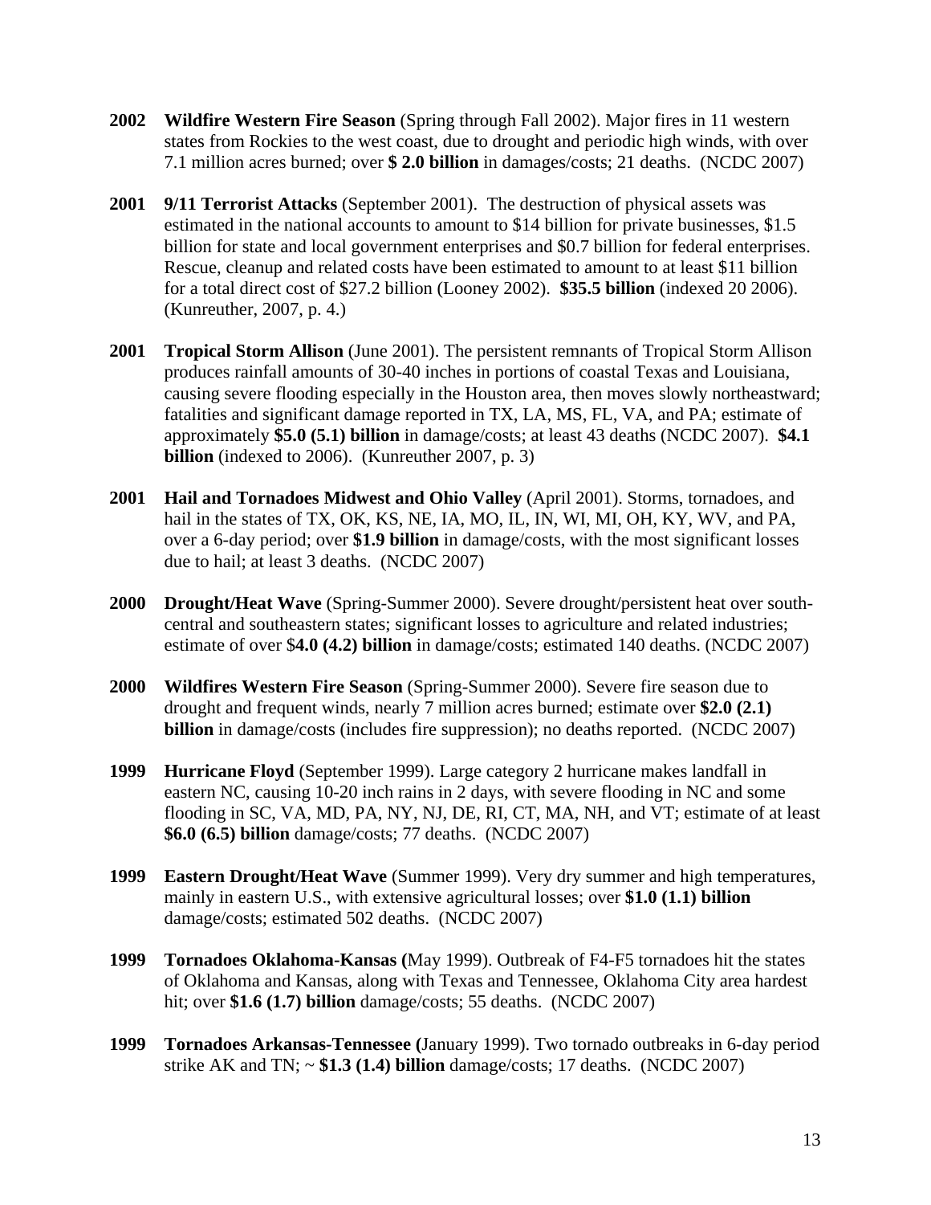**2002** **Wildfire Western Fire Season** (Spring through Fall 2002). Major fires in 11 western states from Rockies to the west coast, due to drought and periodic high winds, with over 7.1 million acres burned; over **$ 2.0 billion** in damages/costs; 21 deaths. (NCDC 2007)

**2001** **9/11 Terrorist Attacks** (September 2001). The destruction of physical assets was estimated in the national accounts to amount to $14 billion for private businesses, $1.5 billion for state and local government enterprises and $0.7 billion for federal enterprises. Rescue, cleanup and related costs have been estimated to amount to at least $11 billion for a total direct cost of $27.2 billion (Looney 2002). **$35.5 billion** (indexed 20 2006). (Kunreuther, 2007, p. 4.)

**2001** **Tropical Storm Allison** (June 2001). The persistent remnants of Tropical Storm Allison produces rainfall amounts of 30-40 inches in portions of coastal Texas and Louisiana, causing severe flooding especially in the Houston area, then moves slowly northeastward; fatalities and significant damage reported in TX, LA, MS, FL, VA, and PA; estimate of approximately **$5.0 (5.1) billion** in damage/costs; at least 43 deaths (NCDC 2007). **$4.1 billion** (indexed to 2006). (Kunreuther 2007, p. 3)

**2001** **Hail and Tornadoes Midwest and Ohio Valley** (April 2001). Storms, tornadoes, and hail in the states of TX, OK, KS, NE, IA, MO, IL, IN, WI, MI, OH, KY, WV, and PA, over a 6-day period; over **$1.9 billion** in damage/costs, with the most significant losses due to hail; at least 3 deaths. (NCDC 2007)

**2000** **Drought/Heat Wave** (Spring-Summer 2000). Severe drought/persistent heat over south-central and southeastern states; significant losses to agriculture and related industries; estimate of over $**4.0 (4.2) billion** in damage/costs; estimated 140 deaths. (NCDC 2007)

**2000** **Wildfires Western Fire Season** (Spring-Summer 2000). Severe fire season due to drought and frequent winds, nearly 7 million acres burned; estimate over **$2.0 (2.1) billion** in damage/costs (includes fire suppression); no deaths reported. (NCDC 2007)

**1999** **Hurricane Floyd** (September 1999). Large category 2 hurricane makes landfall in eastern NC, causing 10-20 inch rains in 2 days, with severe flooding in NC and some flooding in SC, VA, MD, PA, NY, NJ, DE, RI, CT, MA, NH, and VT; estimate of at least **$6.0 (6.5) billion** damage/costs; 77 deaths. (NCDC 2007)

**1999** **Eastern Drought/Heat Wave** (Summer 1999). Very dry summer and high temperatures, mainly in eastern U.S., with extensive agricultural losses; over **$1.0 (1.1) billion** damage/costs; estimated 502 deaths. (NCDC 2007)

**1999** **Tornadoes Oklahoma-Kansas (**May 1999). Outbreak of F4-F5 tornadoes hit the states of Oklahoma and Kansas, along with Texas and Tennessee, Oklahoma City area hardest hit; over **$1.6 (1.7) billion** damage/costs; 55 deaths. (NCDC 2007)

**1999** **Tornadoes Arkansas-Tennessee (**January 1999). Two tornado outbreaks in 6-day period strike AK and TN; ~ **$1.3 (1.4) billion** damage/costs; 17 deaths. (NCDC 2007)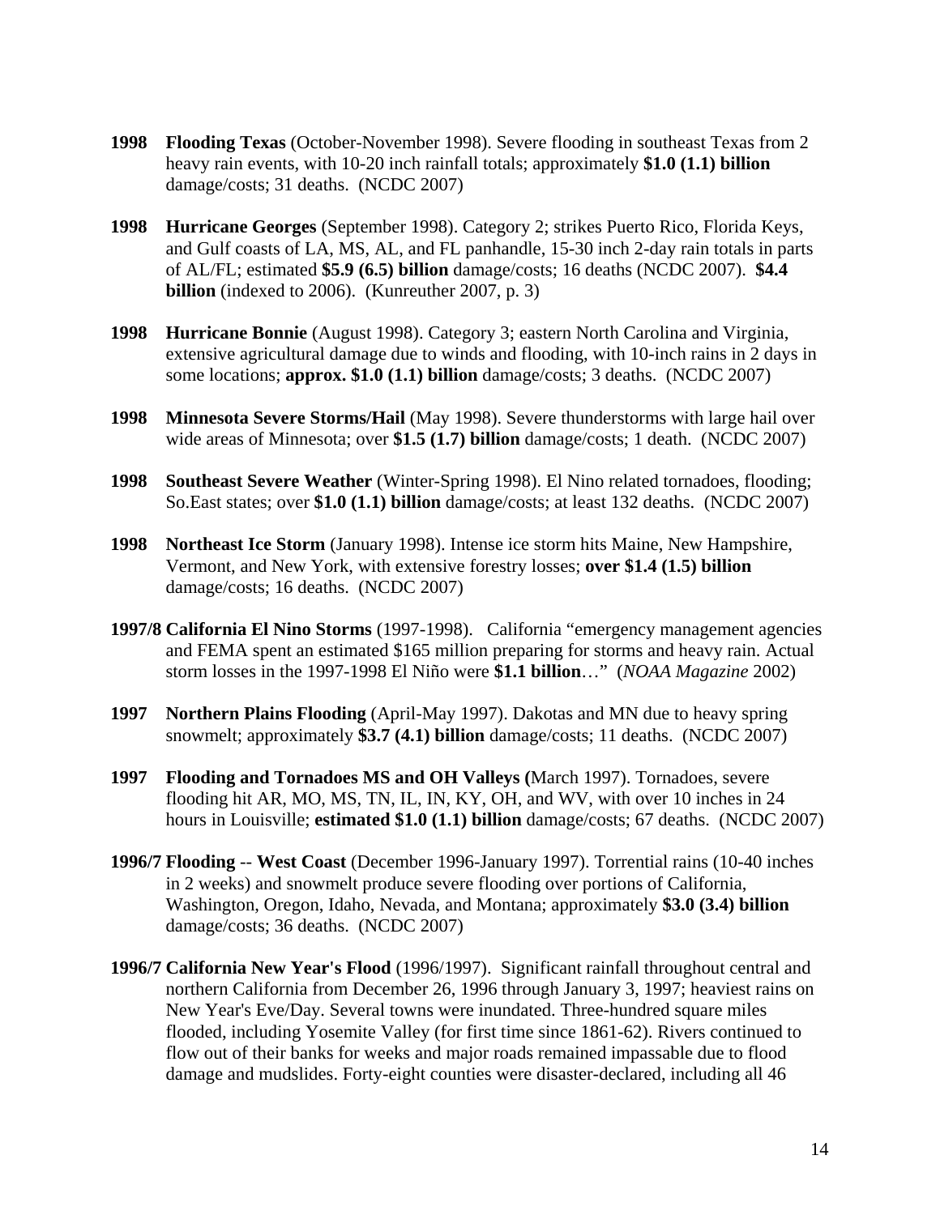**1998 Flooding Texas** (October-November 1998). Severe flooding in southeast Texas from 2 heavy rain events, with 10-20 inch rainfall totals; approximately **$1.0 (1.1) billion** damage/costs; 31 deaths. (NCDC 2007)

**1998 Hurricane Georges** (September 1998). Category 2; strikes Puerto Rico, Florida Keys, and Gulf coasts of LA, MS, AL, and FL panhandle, 15-30 inch 2-day rain totals in parts of AL/FL; estimated **$5.9 (6.5) billion** damage/costs; 16 deaths (NCDC 2007). **$4.4 billion** (indexed to 2006). (Kunreuther 2007, p. 3)

**1998 Hurricane Bonnie** (August 1998). Category 3; eastern North Carolina and Virginia, extensive agricultural damage due to winds and flooding, with 10-inch rains in 2 days in some locations; **approx. $1.0 (1.1) billion** damage/costs; 3 deaths. (NCDC 2007)

**1998 Minnesota Severe Storms/Hail** (May 1998). Severe thunderstorms with large hail over wide areas of Minnesota; over **$1.5 (1.7) billion** damage/costs; 1 death. (NCDC 2007)

**1998 Southeast Severe Weather** (Winter-Spring 1998). El Nino related tornadoes, flooding; So.East states; over **$1.0 (1.1) billion** damage/costs; at least 132 deaths. (NCDC 2007)

**1998 Northeast Ice Storm** (January 1998). Intense ice storm hits Maine, New Hampshire, Vermont, and New York, with extensive forestry losses; **over $1.4 (1.5) billion** damage/costs; 16 deaths. (NCDC 2007)

**1997/8 California El Nino Storms** (1997-1998). California "emergency management agencies and FEMA spent an estimated $165 million preparing for storms and heavy rain. Actual storm losses in the 1997-1998 El Niño were **$1.1 billion**…" (*NOAA Magazine* 2002)

**1997 Northern Plains Flooding** (April-May 1997). Dakotas and MN due to heavy spring snowmelt; approximately **$3.7 (4.1) billion** damage/costs; 11 deaths. (NCDC 2007)

**1997 Flooding and Tornadoes MS and OH Valleys (**March 1997). Tornadoes, severe flooding hit AR, MO, MS, TN, IL, IN, KY, OH, and WV, with over 10 inches in 24 hours in Louisville; **estimated $1.0 (1.1) billion** damage/costs; 67 deaths. (NCDC 2007)

**1996/7 Flooding** -- **West Coast** (December 1996-January 1997). Torrential rains (10-40 inches in 2 weeks) and snowmelt produce severe flooding over portions of California, Washington, Oregon, Idaho, Nevada, and Montana; approximately **$3.0 (3.4) billion** damage/costs; 36 deaths. (NCDC 2007)

**1996/7 California New Year's Flood** (1996/1997). Significant rainfall throughout central and northern California from December 26, 1996 through January 3, 1997; heaviest rains on New Year's Eve/Day. Several towns were inundated. Three-hundred square miles flooded, including Yosemite Valley (for first time since 1861-62). Rivers continued to flow out of their banks for weeks and major roads remained impassable due to flood damage and mudslides. Forty-eight counties were disaster-declared, including all 46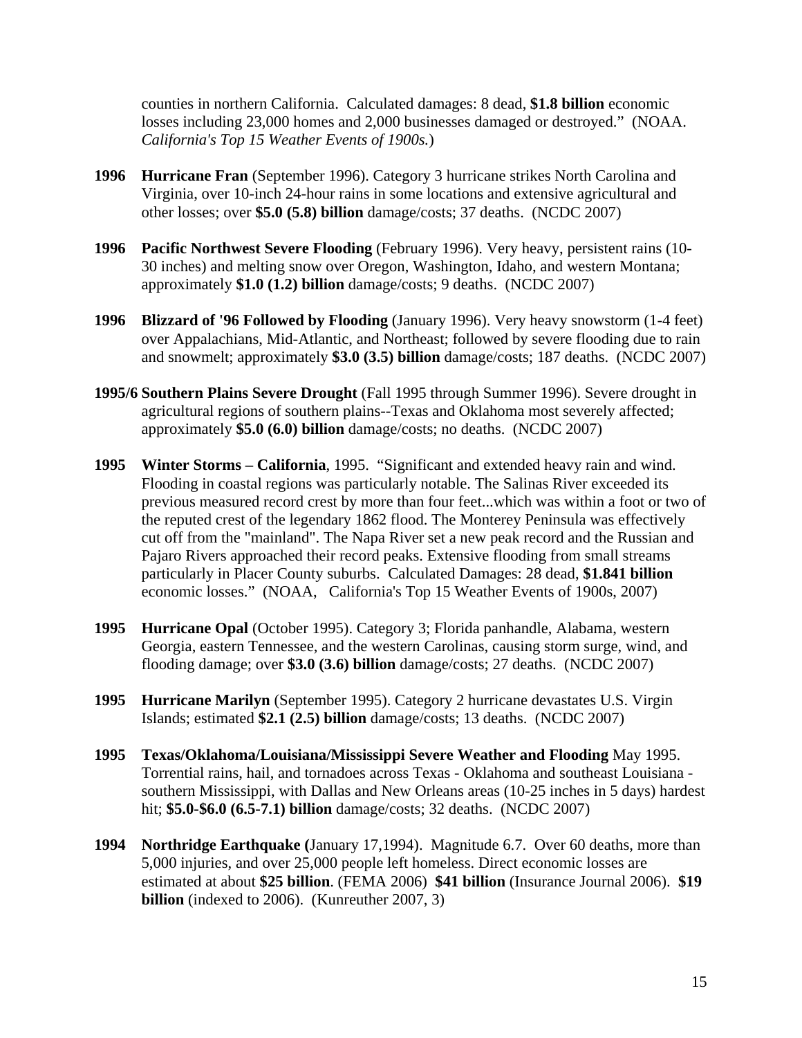counties in northern California. Calculated damages: 8 dead, **$1.8 billion** economic losses including 23,000 homes and 2,000 businesses damaged or destroyed." (NOAA. *California's Top 15 Weather Events of 1900s.*)

**1996 Hurricane Fran** (September 1996). Category 3 hurricane strikes North Carolina and Virginia, over 10-inch 24-hour rains in some locations and extensive agricultural and other losses; over **$5.0 (5.8) billion** damage/costs; 37 deaths. (NCDC 2007)

**1996 Pacific Northwest Severe Flooding** (February 1996). Very heavy, persistent rains (10-30 inches) and melting snow over Oregon, Washington, Idaho, and western Montana; approximately **$1.0 (1.2) billion** damage/costs; 9 deaths. (NCDC 2007)

**1996 Blizzard of '96 Followed by Flooding** (January 1996). Very heavy snowstorm (1-4 feet) over Appalachians, Mid-Atlantic, and Northeast; followed by severe flooding due to rain and snowmelt; approximately **$3.0 (3.5) billion** damage/costs; 187 deaths. (NCDC 2007)

**1995/6 Southern Plains Severe Drought** (Fall 1995 through Summer 1996). Severe drought in agricultural regions of southern plains--Texas and Oklahoma most severely affected; approximately **$5.0 (6.0) billion** damage/costs; no deaths. (NCDC 2007)

**1995 Winter Storms – California**, 1995. "Significant and extended heavy rain and wind. Flooding in coastal regions was particularly notable. The Salinas River exceeded its previous measured record crest by more than four feet...which was within a foot or two of the reputed crest of the legendary 1862 flood. The Monterey Peninsula was effectively cut off from the "mainland". The Napa River set a new peak record and the Russian and Pajaro Rivers approached their record peaks. Extensive flooding from small streams particularly in Placer County suburbs. Calculated Damages: 28 dead, **$1.841 billion** economic losses." (NOAA, California's Top 15 Weather Events of 1900s, 2007)

**1995 Hurricane Opal** (October 1995). Category 3; Florida panhandle, Alabama, western Georgia, eastern Tennessee, and the western Carolinas, causing storm surge, wind, and flooding damage; over **$3.0 (3.6) billion** damage/costs; 27 deaths. (NCDC 2007)

**1995 Hurricane Marilyn** (September 1995). Category 2 hurricane devastates U.S. Virgin Islands; estimated **$2.1 (2.5) billion** damage/costs; 13 deaths. (NCDC 2007)

**1995 Texas/Oklahoma/Louisiana/Mississippi Severe Weather and Flooding** May 1995. Torrential rains, hail, and tornadoes across Texas - Oklahoma and southeast Louisiana - southern Mississippi, with Dallas and New Orleans areas (10-25 inches in 5 days) hardest hit; **$5.0-$6.0 (6.5-7.1) billion** damage/costs; 32 deaths. (NCDC 2007)

**1994 Northridge Earthquake (**January 17,1994). Magnitude 6.7. Over 60 deaths, more than 5,000 injuries, and over 25,000 people left homeless. Direct economic losses are estimated at about **$25 billion**. (FEMA 2006) **$41 billion** (Insurance Journal 2006). **$19 billion** (indexed to 2006). (Kunreuther 2007, 3)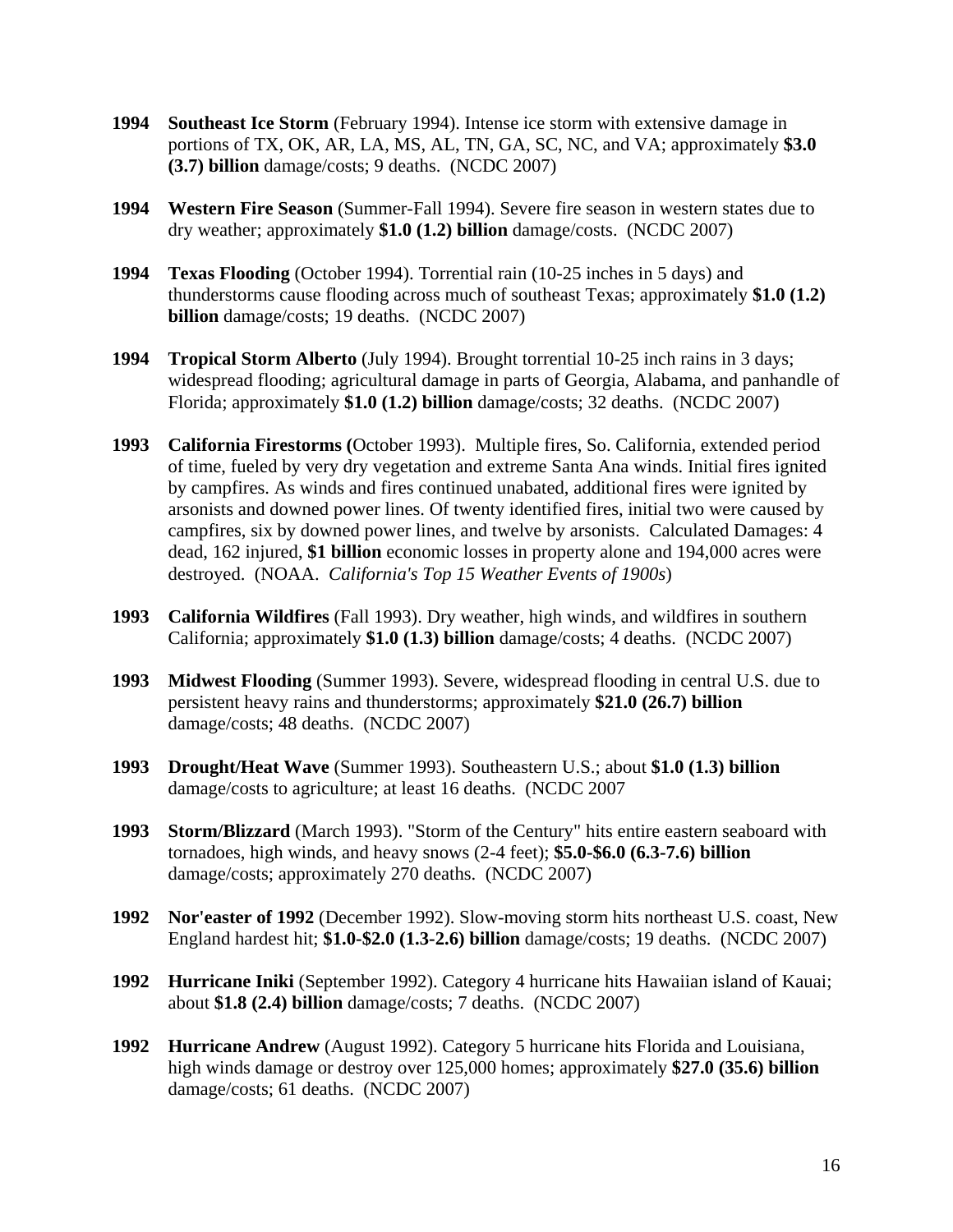**1994 Southeast Ice Storm** (February 1994). Intense ice storm with extensive damage in portions of TX, OK, AR, LA, MS, AL, TN, GA, SC, NC, and VA; approximately **$3.0 (3.7) billion** damage/costs; 9 deaths. (NCDC 2007)

**1994 Western Fire Season** (Summer-Fall 1994). Severe fire season in western states due to dry weather; approximately **$1.0 (1.2) billion** damage/costs. (NCDC 2007)

**1994 Texas Flooding** (October 1994). Torrential rain (10-25 inches in 5 days) and thunderstorms cause flooding across much of southeast Texas; approximately **$1.0 (1.2) billion** damage/costs; 19 deaths. (NCDC 2007)

**1994 Tropical Storm Alberto** (July 1994). Brought torrential 10-25 inch rains in 3 days; widespread flooding; agricultural damage in parts of Georgia, Alabama, and panhandle of Florida; approximately **$1.0 (1.2) billion** damage/costs; 32 deaths. (NCDC 2007)

**1993 California Firestorms (**October 1993). Multiple fires, So. California, extended period of time, fueled by very dry vegetation and extreme Santa Ana winds. Initial fires ignited by campfires. As winds and fires continued unabated, additional fires were ignited by arsonists and downed power lines. Of twenty identified fires, initial two were caused by campfires, six by downed power lines, and twelve by arsonists. Calculated Damages: 4 dead, 162 injured, **$1 billion** economic losses in property alone and 194,000 acres were destroyed. (NOAA. *California's Top 15 Weather Events of 1900s*)

**1993 California Wildfires** (Fall 1993). Dry weather, high winds, and wildfires in southern California; approximately **$1.0 (1.3) billion** damage/costs; 4 deaths. (NCDC 2007)

**1993 Midwest Flooding** (Summer 1993). Severe, widespread flooding in central U.S. due to persistent heavy rains and thunderstorms; approximately **$21.0 (26.7) billion** damage/costs; 48 deaths. (NCDC 2007)

**1993 Drought/Heat Wave** (Summer 1993). Southeastern U.S.; about **$1.0 (1.3) billion** damage/costs to agriculture; at least 16 deaths. (NCDC 2007

**1993 Storm/Blizzard** (March 1993). "Storm of the Century" hits entire eastern seaboard with tornadoes, high winds, and heavy snows (2-4 feet); **$5.0-$6.0 (6.3-7.6) billion** damage/costs; approximately 270 deaths. (NCDC 2007)

**1992 Nor'easter of 1992** (December 1992). Slow-moving storm hits northeast U.S. coast, New England hardest hit; **$1.0-$2.0 (1.3-2.6) billion** damage/costs; 19 deaths. (NCDC 2007)

**1992 Hurricane Iniki** (September 1992). Category 4 hurricane hits Hawaiian island of Kauai; about **$1.8 (2.4) billion** damage/costs; 7 deaths. (NCDC 2007)

**1992 Hurricane Andrew** (August 1992). Category 5 hurricane hits Florida and Louisiana, high winds damage or destroy over 125,000 homes; approximately **$27.0 (35.6) billion** damage/costs; 61 deaths. (NCDC 2007)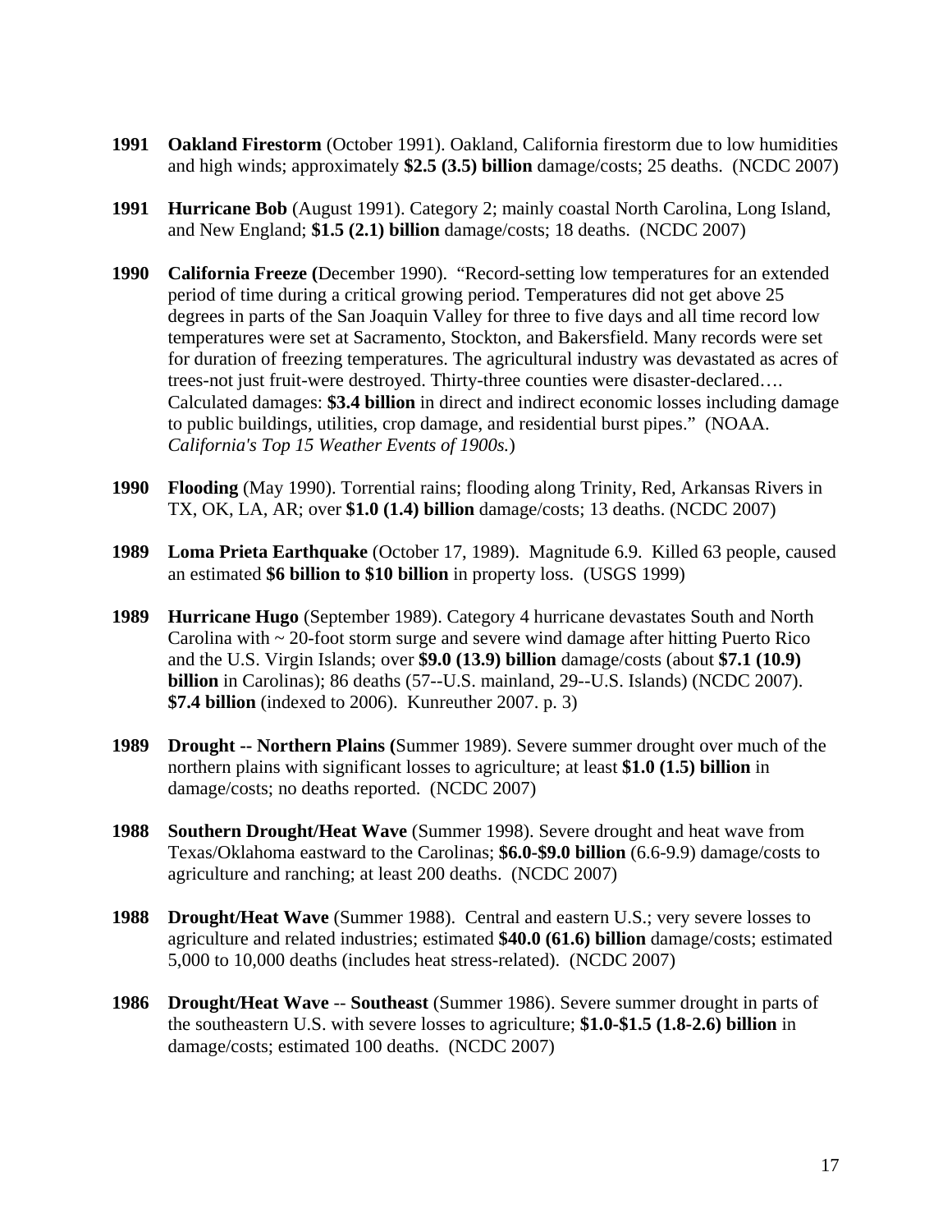**1991 Oakland Firestorm** (October 1991). Oakland, California firestorm due to low humidities and high winds; approximately **$2.5 (3.5) billion** damage/costs; 25 deaths. (NCDC 2007)

**1991 Hurricane Bob** (August 1991). Category 2; mainly coastal North Carolina, Long Island, and New England; **$1.5 (2.1) billion** damage/costs; 18 deaths. (NCDC 2007)

**1990 California Freeze (**December 1990). "Record-setting low temperatures for an extended period of time during a critical growing period. Temperatures did not get above 25 degrees in parts of the San Joaquin Valley for three to five days and all time record low temperatures were set at Sacramento, Stockton, and Bakersfield. Many records were set for duration of freezing temperatures. The agricultural industry was devastated as acres of trees-not just fruit-were destroyed. Thirty-three counties were disaster-declared…. Calculated damages: **$3.4 billion** in direct and indirect economic losses including damage to public buildings, utilities, crop damage, and residential burst pipes." (NOAA. *California's Top 15 Weather Events of 1900s.*)

**1990 Flooding** (May 1990). Torrential rains; flooding along Trinity, Red, Arkansas Rivers in TX, OK, LA, AR; over **$1.0 (1.4) billion** damage/costs; 13 deaths. (NCDC 2007)

**1989 Loma Prieta Earthquake** (October 17, 1989). Magnitude 6.9. Killed 63 people, caused an estimated **$6 billion to $10 billion** in property loss. (USGS 1999)

**1989 Hurricane Hugo** (September 1989). Category 4 hurricane devastates South and North Carolina with ~ 20-foot storm surge and severe wind damage after hitting Puerto Rico and the U.S. Virgin Islands; over **$9.0 (13.9) billion** damage/costs (about **$7.1 (10.9) billion** in Carolinas); 86 deaths (57--U.S. mainland, 29--U.S. Islands) (NCDC 2007). **$7.4 billion** (indexed to 2006). Kunreuther 2007. p. 3)

**1989 Drought -- Northern Plains (**Summer 1989). Severe summer drought over much of the northern plains with significant losses to agriculture; at least **$1.0 (1.5) billion** in damage/costs; no deaths reported. (NCDC 2007)

**1988 Southern Drought/Heat Wave** (Summer 1998). Severe drought and heat wave from Texas/Oklahoma eastward to the Carolinas; **$6.0-$9.0 billion** (6.6-9.9) damage/costs to agriculture and ranching; at least 200 deaths. (NCDC 2007)

**1988 Drought/Heat Wave** (Summer 1988). Central and eastern U.S.; very severe losses to agriculture and related industries; estimated **$40.0 (61.6) billion** damage/costs; estimated 5,000 to 10,000 deaths (includes heat stress-related). (NCDC 2007)

**1986 Drought/Heat Wave** -- **Southeast** (Summer 1986). Severe summer drought in parts of the southeastern U.S. with severe losses to agriculture; **$1.0-$1.5 (1.8-2.6) billion** in damage/costs; estimated 100 deaths. (NCDC 2007)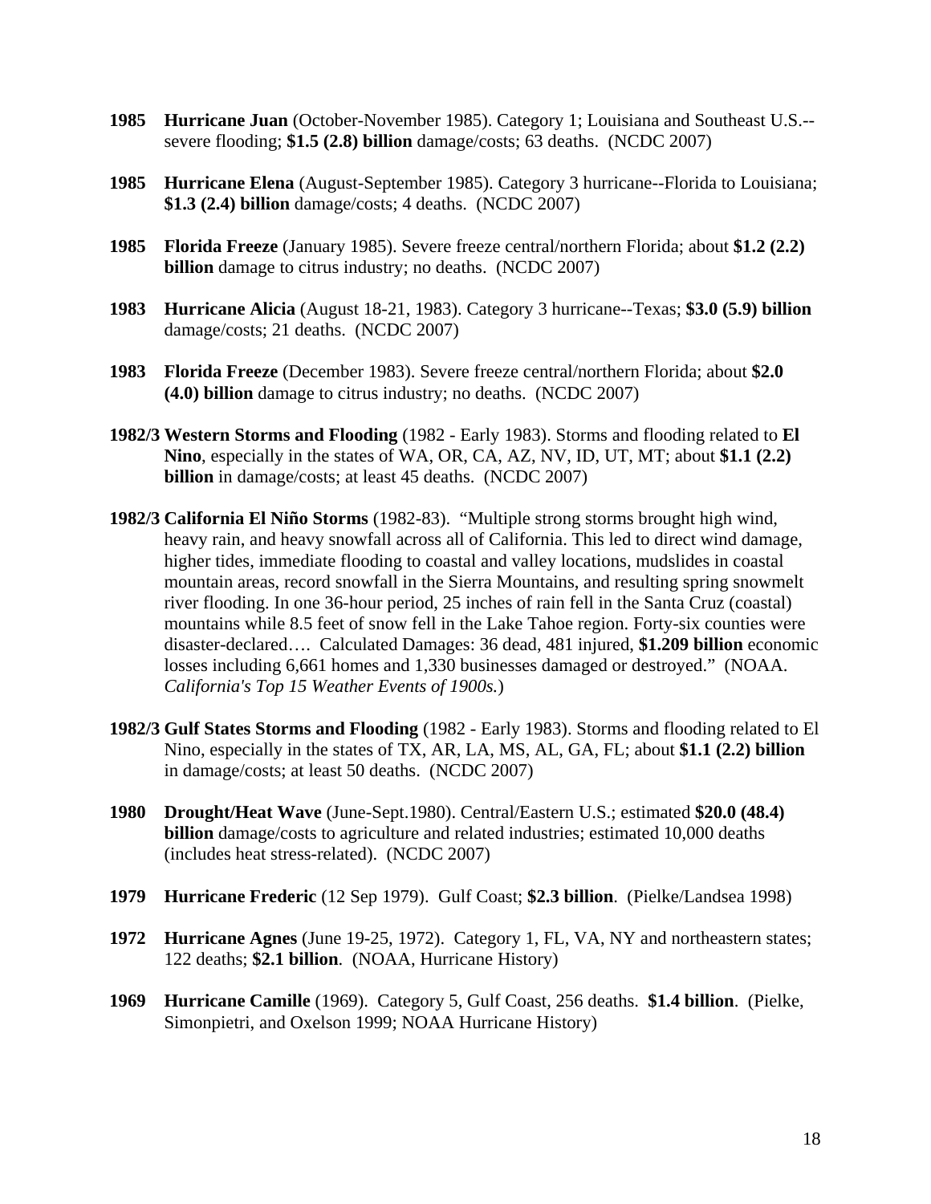**1985 Hurricane Juan** (October-November 1985). Category 1; Louisiana and Southeast U.S.--severe flooding; **$1.5 (2.8) billion** damage/costs; 63 deaths. (NCDC 2007)

**1985 Hurricane Elena** (August-September 1985). Category 3 hurricane--Florida to Louisiana; **$1.3 (2.4) billion** damage/costs; 4 deaths. (NCDC 2007)

**1985 Florida Freeze** (January 1985). Severe freeze central/northern Florida; about **$1.2 (2.2) billion** damage to citrus industry; no deaths. (NCDC 2007)

**1983 Hurricane Alicia** (August 18-21, 1983). Category 3 hurricane--Texas; **$3.0 (5.9) billion** damage/costs; 21 deaths. (NCDC 2007)

**1983 Florida Freeze** (December 1983). Severe freeze central/northern Florida; about **$2.0 (4.0) billion** damage to citrus industry; no deaths. (NCDC 2007)

**1982/3 Western Storms and Flooding** (1982 - Early 1983). Storms and flooding related to **El Nino**, especially in the states of WA, OR, CA, AZ, NV, ID, UT, MT; about **$1.1 (2.2) billion** in damage/costs; at least 45 deaths. (NCDC 2007)

**1982/3 California El Niño Storms** (1982-83). "Multiple strong storms brought high wind, heavy rain, and heavy snowfall across all of California. This led to direct wind damage, higher tides, immediate flooding to coastal and valley locations, mudslides in coastal mountain areas, record snowfall in the Sierra Mountains, and resulting spring snowmelt river flooding. In one 36-hour period, 25 inches of rain fell in the Santa Cruz (coastal) mountains while 8.5 feet of snow fell in the Lake Tahoe region. Forty-six counties were disaster-declared…. Calculated Damages: 36 dead, 481 injured, **$1.209 billion** economic losses including 6,661 homes and 1,330 businesses damaged or destroyed." (NOAA. *California's Top 15 Weather Events of 1900s.*)

**1982/3 Gulf States Storms and Flooding** (1982 - Early 1983). Storms and flooding related to El Nino, especially in the states of TX, AR, LA, MS, AL, GA, FL; about **$1.1 (2.2) billion** in damage/costs; at least 50 deaths. (NCDC 2007)

**1980 Drought/Heat Wave** (June-Sept.1980). Central/Eastern U.S.; estimated **$20.0 (48.4) billion** damage/costs to agriculture and related industries; estimated 10,000 deaths (includes heat stress-related). (NCDC 2007)

**1979 Hurricane Frederic** (12 Sep 1979). Gulf Coast; **$2.3 billion**. (Pielke/Landsea 1998)

**1972 Hurricane Agnes** (June 19-25, 1972). Category 1, FL, VA, NY and northeastern states; 122 deaths; **$2.1 billion**. (NOAA, Hurricane History)

**1969 Hurricane Camille** (1969). Category 5, Gulf Coast, 256 deaths. **$1.4 billion**. (Pielke, Simonpietri, and Oxelson 1999; NOAA Hurricane History)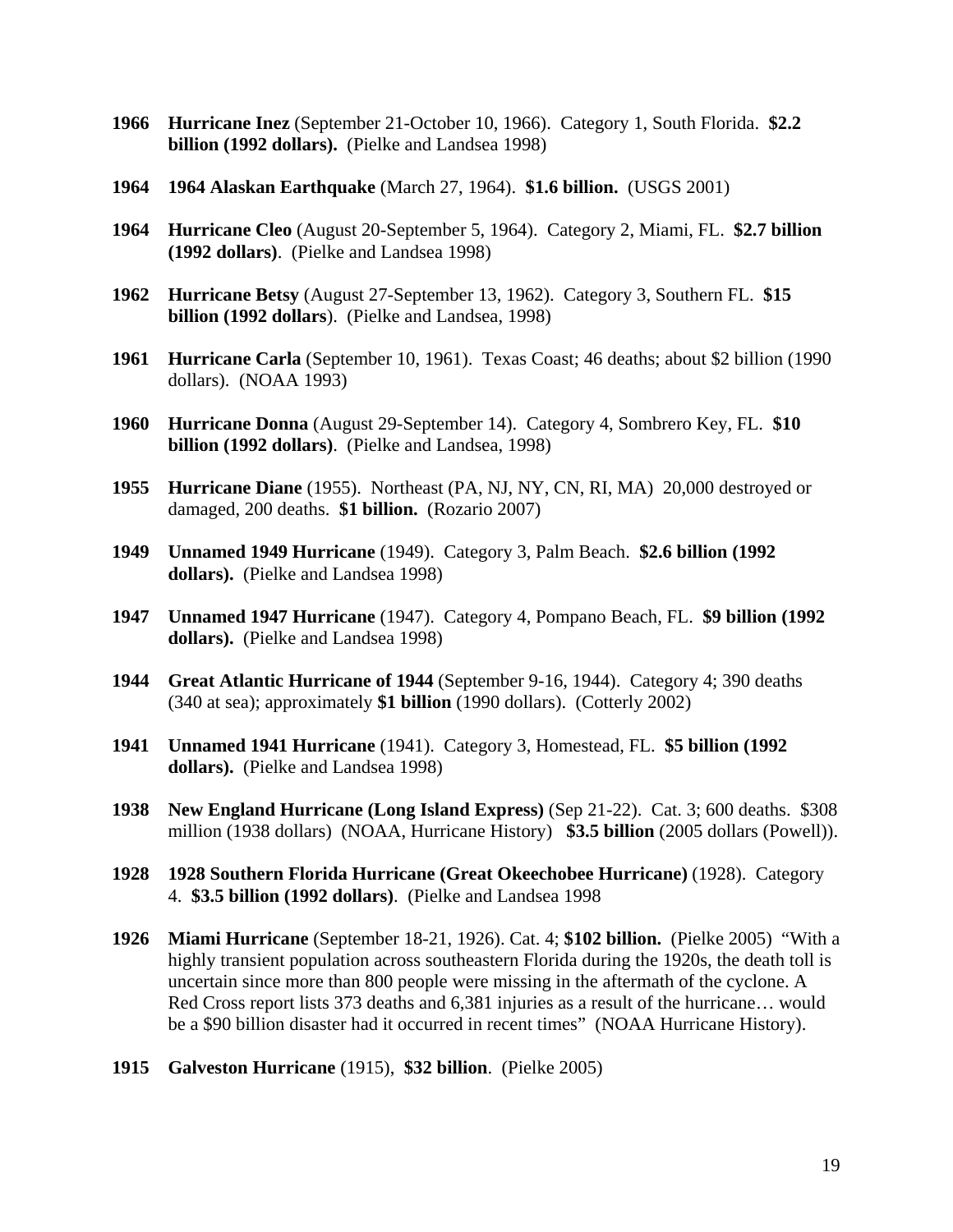**1966** **Hurricane Inez** (September 21-October 10, 1966). Category 1, South Florida. **$2.2 billion (1992 dollars).** (Pielke and Landsea 1998)

**1964** **1964 Alaskan Earthquake** (March 27, 1964). **$1.6 billion.** (USGS 2001)

**1964** **Hurricane Cleo** (August 20-September 5, 1964). Category 2, Miami, FL. **$2.7 billion (1992 dollars)**. (Pielke and Landsea 1998)

**1962** **Hurricane Betsy** (August 27-September 13, 1962). Category 3, Southern FL. **$15 billion (1992 dollars**). (Pielke and Landsea, 1998)

**1961** **Hurricane Carla** (September 10, 1961). Texas Coast; 46 deaths; about $2 billion (1990 dollars). (NOAA 1993)

**1960** **Hurricane Donna** (August 29-September 14). Category 4, Sombrero Key, FL. **$10 billion (1992 dollars)**. (Pielke and Landsea, 1998)

**1955** **Hurricane Diane** (1955). Northeast (PA, NJ, NY, CN, RI, MA) 20,000 destroyed or damaged, 200 deaths. **$1 billion.** (Rozario 2007)

**1949** **Unnamed 1949 Hurricane** (1949). Category 3, Palm Beach. **$2.6 billion (1992 dollars).** (Pielke and Landsea 1998)

**1947** **Unnamed 1947 Hurricane** (1947). Category 4, Pompano Beach, FL. **$9 billion (1992 dollars).** (Pielke and Landsea 1998)

**1944** **Great Atlantic Hurricane of 1944** (September 9-16, 1944). Category 4; 390 deaths (340 at sea); approximately **$1 billion** (1990 dollars). (Cotterly 2002)

**1941** **Unnamed 1941 Hurricane** (1941). Category 3, Homestead, FL. **$5 billion (1992 dollars).** (Pielke and Landsea 1998)

**1938** **New England Hurricane (Long Island Express)** (Sep 21-22). Cat. 3; 600 deaths. $308 million (1938 dollars) (NOAA, Hurricane History) **$3.5 billion** (2005 dollars (Powell)).

**1928** **1928 Southern Florida Hurricane (Great Okeechobee Hurricane)** (1928). Category 4. **$3.5 billion (1992 dollars)**. (Pielke and Landsea 1998

**1926** **Miami Hurricane** (September 18-21, 1926). Cat. 4; **$102 billion.** (Pielke 2005) "With a highly transient population across southeastern Florida during the 1920s, the death toll is uncertain since more than 800 people were missing in the aftermath of the cyclone. A Red Cross report lists 373 deaths and 6,381 injuries as a result of the hurricane… would be a $90 billion disaster had it occurred in recent times" (NOAA Hurricane History).

**1915** **Galveston Hurricane** (1915), **$32 billion**. (Pielke 2005)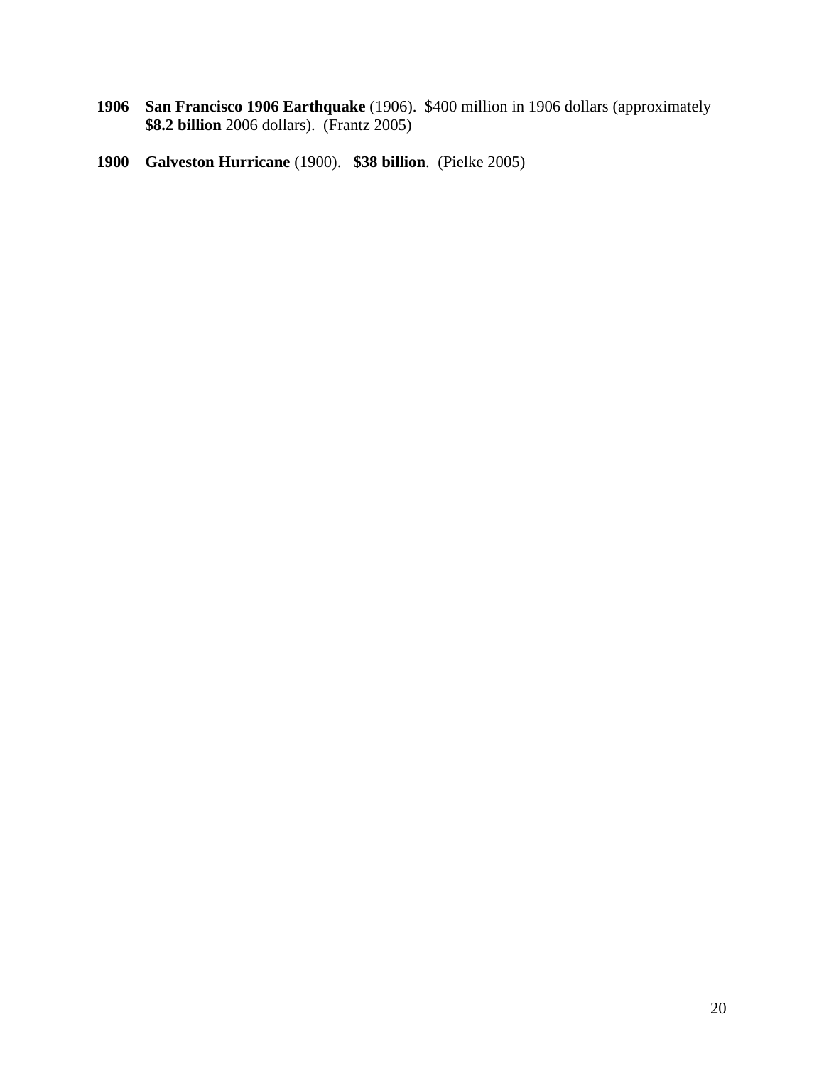**1906** **San Francisco 1906 Earthquake** (1906). $400 million in 1906 dollars (approximately **$8.2 billion** 2006 dollars). (Frantz 2005)

**1900** **Galveston Hurricane** (1900). **$38 billion**. (Pielke 2005)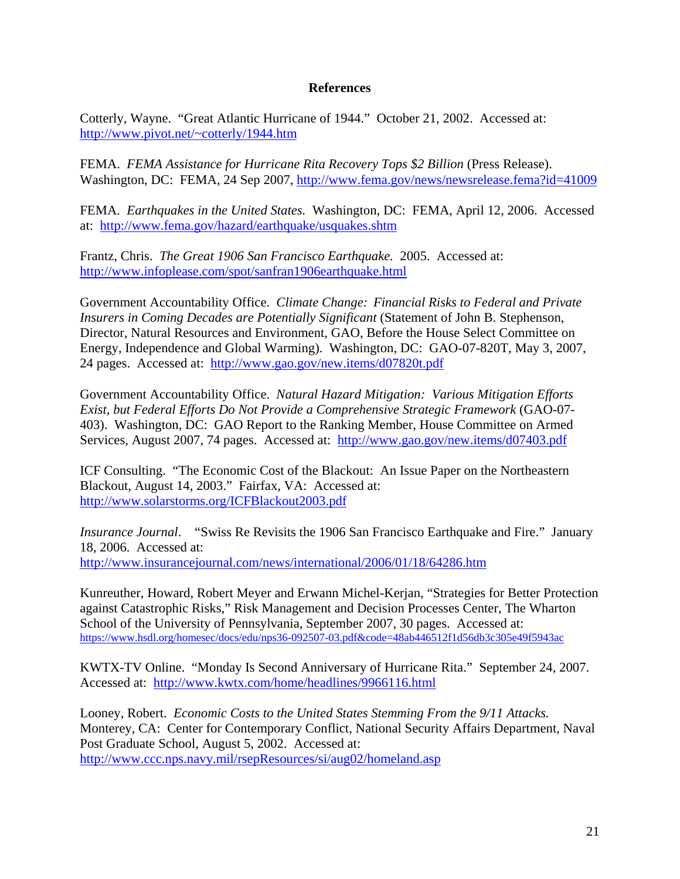## References

Cotterly, Wayne. "Great Atlantic Hurricane of 1944." October 21, 2002. Accessed at: http://www.pivot.net/~cotterly/1944.htm

FEMA. *FEMA Assistance for Hurricane Rita Recovery Tops $2 Billion* (Press Release). Washington, DC: FEMA, 24 Sep 2007, http://www.fema.gov/news/newsrelease.fema?id=41009

FEMA. *Earthquakes in the United States.* Washington, DC: FEMA, April 12, 2006. Accessed at: http://www.fema.gov/hazard/earthquake/usquakes.shtm

Frantz, Chris. *The Great 1906 San Francisco Earthquake.* 2005. Accessed at: http://www.infoplease.com/spot/sanfran1906earthquake.html

Government Accountability Office. *Climate Change: Financial Risks to Federal and Private Insurers in Coming Decades are Potentially Significant* (Statement of John B. Stephenson, Director, Natural Resources and Environment, GAO, Before the House Select Committee on Energy, Independence and Global Warming). Washington, DC: GAO-07-820T, May 3, 2007, 24 pages. Accessed at: http://www.gao.gov/new.items/d07820t.pdf

Government Accountability Office. *Natural Hazard Mitigation: Various Mitigation Efforts Exist, but Federal Efforts Do Not Provide a Comprehensive Strategic Framework* (GAO-07-403). Washington, DC: GAO Report to the Ranking Member, House Committee on Armed Services, August 2007, 74 pages. Accessed at: http://www.gao.gov/new.items/d07403.pdf

ICF Consulting. "The Economic Cost of the Blackout: An Issue Paper on the Northeastern Blackout, August 14, 2003." Fairfax, VA: Accessed at: http://www.solarstorms.org/ICFBlackout2003.pdf

*Insurance Journal*. "Swiss Re Revisits the 1906 San Francisco Earthquake and Fire." January 18, 2006. Accessed at: http://www.insurancejournal.com/news/international/2006/01/18/64286.htm

Kunreuther, Howard, Robert Meyer and Erwann Michel-Kerjan, "Strategies for Better Protection against Catastrophic Risks," Risk Management and Decision Processes Center, The Wharton School of the University of Pennsylvania, September 2007, 30 pages. Accessed at: https://www.hsdl.org/homesec/docs/edu/nps36-092507-03.pdf&code=48ab446512f1d56db3c305e49f5943ac

KWTX-TV Online. "Monday Is Second Anniversary of Hurricane Rita." September 24, 2007. Accessed at: http://www.kwtx.com/home/headlines/9966116.html

Looney, Robert. *Economic Costs to the United States Stemming From the 9/11 Attacks.* Monterey, CA: Center for Contemporary Conflict, National Security Affairs Department, Naval Post Graduate School, August 5, 2002. Accessed at: http://www.ccc.nps.navy.mil/rsepResources/si/aug02/homeland.asp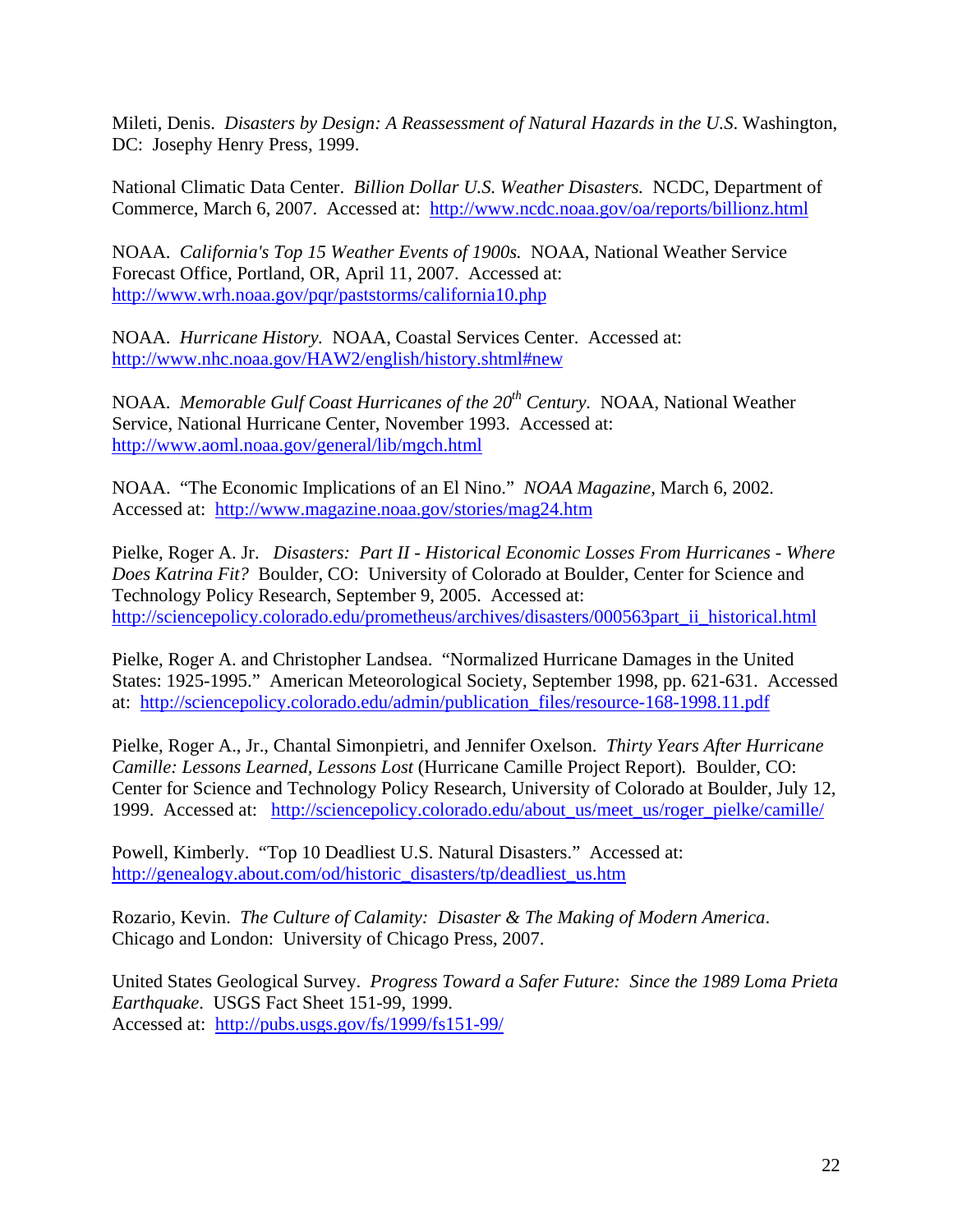Mileti, Denis. *Disasters by Design: A Reassessment of Natural Hazards in the U.S.* Washington, DC: Josephy Henry Press, 1999.

National Climatic Data Center. *Billion Dollar U.S. Weather Disasters.* NCDC, Department of Commerce, March 6, 2007. Accessed at: http://www.ncdc.noaa.gov/oa/reports/billionz.html

NOAA. *California's Top 15 Weather Events of 1900s.* NOAA, National Weather Service Forecast Office, Portland, OR, April 11, 2007. Accessed at: http://www.wrh.noaa.gov/pqr/paststorms/california10.php

NOAA. *Hurricane History.* NOAA, Coastal Services Center. Accessed at: http://www.nhc.noaa.gov/HAW2/english/history.shtml#new

NOAA. *Memorable Gulf Coast Hurricanes of the 20th Century.* NOAA, National Weather Service, National Hurricane Center, November 1993. Accessed at: http://www.aoml.noaa.gov/general/lib/mgch.html

NOAA. "The Economic Implications of an El Nino." *NOAA Magazine,* March 6, 2002. Accessed at: http://www.magazine.noaa.gov/stories/mag24.htm

Pielke, Roger A. Jr. *Disasters: Part II - Historical Economic Losses From Hurricanes - Where Does Katrina Fit?* Boulder, CO: University of Colorado at Boulder, Center for Science and Technology Policy Research, September 9, 2005. Accessed at: http://sciencepolicy.colorado.edu/prometheus/archives/disasters/000563part_ii_historical.html

Pielke, Roger A. and Christopher Landsea. "Normalized Hurricane Damages in the United States: 1925-1995." American Meteorological Society, September 1998, pp. 621-631. Accessed at: http://sciencepolicy.colorado.edu/admin/publication_files/resource-168-1998.11.pdf

Pielke, Roger A., Jr., Chantal Simonpietri, and Jennifer Oxelson. *Thirty Years After Hurricane Camille: Lessons Learned, Lessons Lost* (Hurricane Camille Project Report)*.* Boulder, CO: Center for Science and Technology Policy Research, University of Colorado at Boulder, July 12, 1999. Accessed at: http://sciencepolicy.colorado.edu/about_us/meet_us/roger_pielke/camille/

Powell, Kimberly. "Top 10 Deadliest U.S. Natural Disasters." Accessed at: http://genealogy.about.com/od/historic_disasters/tp/deadliest_us.htm

Rozario, Kevin. *The Culture of Calamity: Disaster & The Making of Modern America*. Chicago and London: University of Chicago Press, 2007.

United States Geological Survey. *Progress Toward a Safer Future: Since the 1989 Loma Prieta Earthquake*. USGS Fact Sheet 151-99, 1999.
Accessed at: http://pubs.usgs.gov/fs/1999/fs151-99/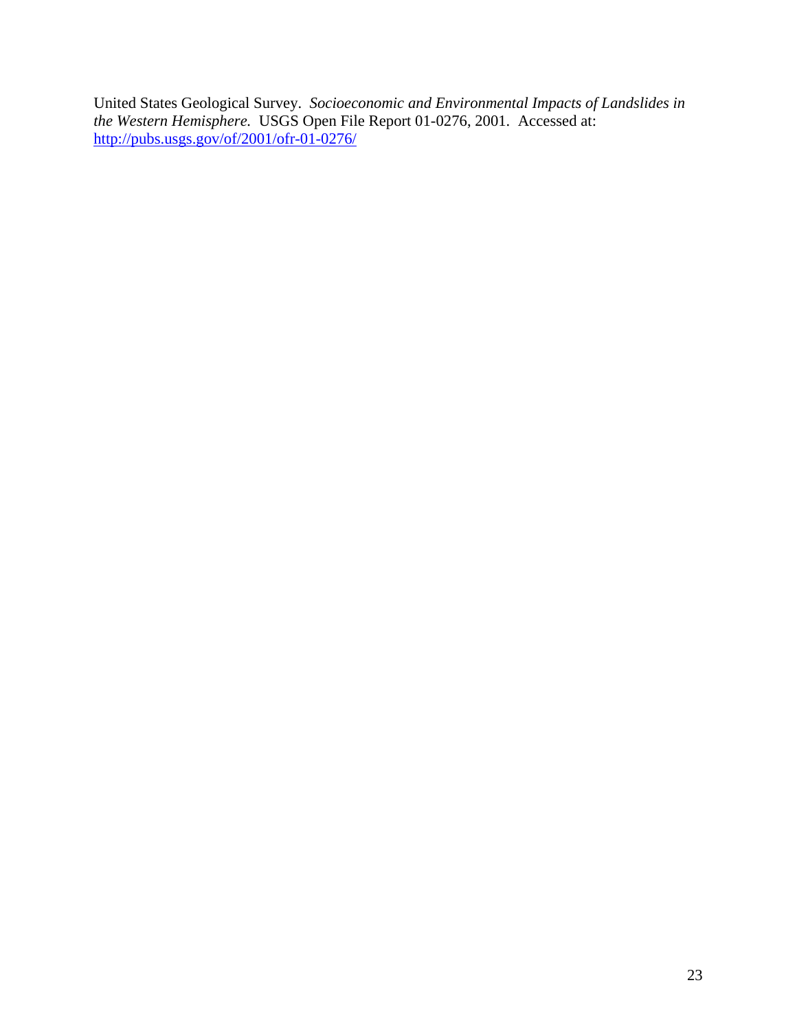United States Geological Survey. *Socioeconomic and Environmental Impacts of Landslides in the Western Hemisphere.* USGS Open File Report 01-0276, 2001. Accessed at: http://pubs.usgs.gov/of/2001/ofr-01-0276/